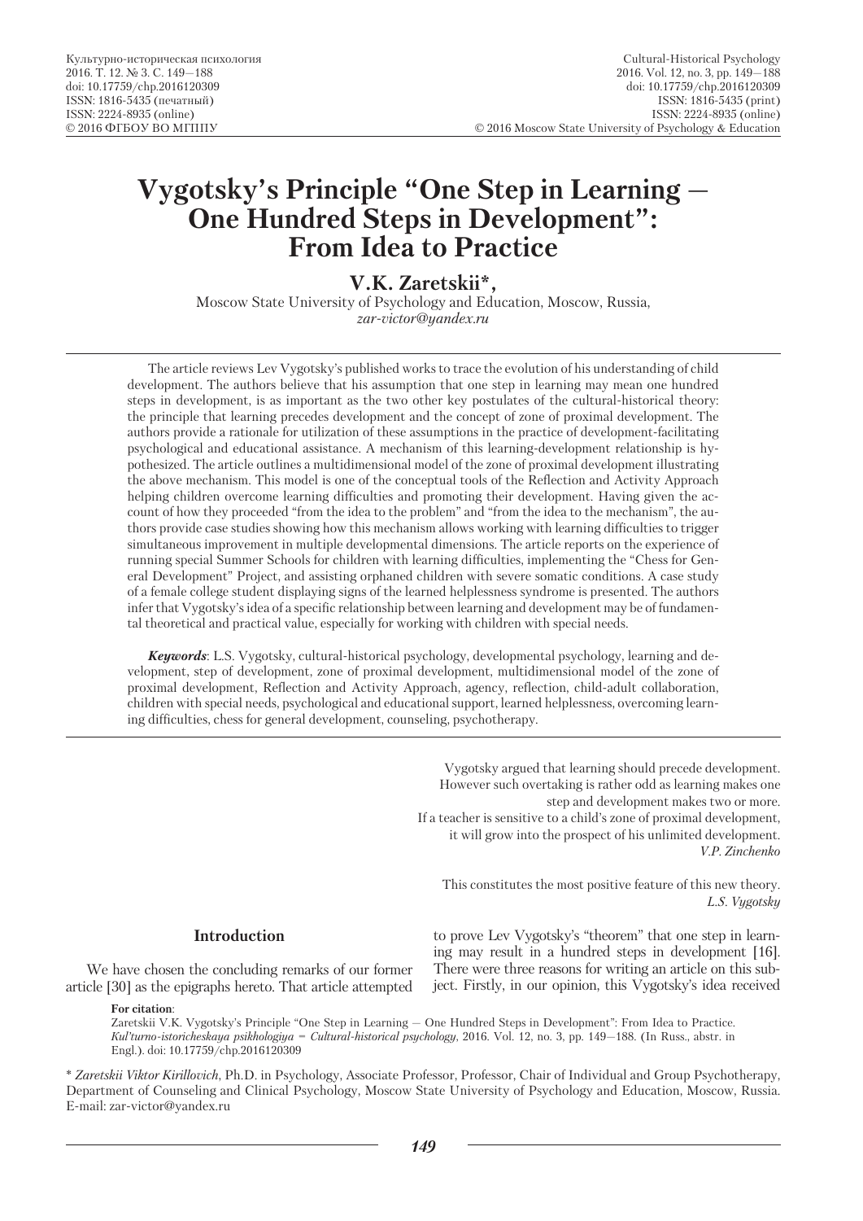# Vygotsky's Principle "One Step in Learning — One Hundred Steps in Development": From Idea to Practice

**V.K. Zaretskii***,

Moscow State University of Psychology and Education, Moscow, Russia,
*zar-victor@yandex.ru*

The article reviews Lev Vygotsky's published works to trace the evolution of his understanding of child development. The authors believe that his assumption that one step in learning may mean one hundred steps in development, is as important as the two other key postulates of the cultural-historical theory: the principle that learning precedes development and the concept of zone of proximal development. The authors provide a rationale for utilization of these assumptions in the practice of development-facilitating psychological and educational assistance. A mechanism of this learning-development relationship is hypothesized. The article outlines a multidimensional model of the zone of proximal development illustrating the above mechanism. This model is one of the conceptual tools of the Reflection and Activity Approach helping children overcome learning difficulties and promoting their development. Having given the account of how they proceeded "from the idea to the problem" and "from the idea to the mechanism", the authors provide case studies showing how this mechanism allows working with learning difficulties to trigger simultaneous improvement in multiple developmental dimensions. The article reports on the experience of running special Summer Schools for children with learning difficulties, implementing the "Chess for General Development" Project, and assisting orphaned children with severe somatic conditions. A case study of a female college student displaying signs of the learned helplessness syndrome is presented. The authors infer that Vygotsky's idea of a specific relationship between learning and development may be of fundamental theoretical and practical value, especially for working with children with special needs.

***Keywords***: L.S. Vygotsky, cultural-historical psychology, developmental psychology, learning and development, step of development, zone of proximal development, multidimensional model of the zone of proximal development, Reflection and Activity Approach, agency, reflection, child-adult collaboration, children with special needs, psychological and educational support, learned helplessness, overcoming learning difficulties, chess for general development, counseling, psychotherapy.

> Vygotsky argued that learning should precede development. However such overtaking is rather odd as learning makes one step and development makes two or more. If a teacher is sensitive to a child's zone of proximal development, it will grow into the prospect of his unlimited development.
> *V.P. Zinchenko*

> This constitutes the most positive feature of this new theory.
> *L.S. Vygotsky*

## Introduction

We have chosen the concluding remarks of our former article [30] as the epigraphs hereto. That article attempted to prove Lev Vygotsky's "theorem" that one step in learning may result in a hundred steps in development [16]. There were three reasons for writing an article on this subject. Firstly, in our opinion, this Vygotsky's idea received

**For citation**:
Zaretskii V.K. Vygotsky's Principle "One Step in Learning — One Hundred Steps in Development": From Idea to Practice. *Kul'turno-istoricheskaya psikhologiya = Cultural-historical psychology*, 2016. Vol. 12, no. 3, pp. 149—188. (In Russ., abstr. in Engl.). doi: 10.17759/chp.2016120309

\* *Zaretskii Viktor Kirillovich*, Ph.D. in Psychology, Associate Professor, Professor, Chair of Individual and Group Psychotherapy, Department of Counseling and Clinical Psychology, Moscow State University of Psychology and Education, Moscow, Russia. E-mail: zar-victor@yandex.ru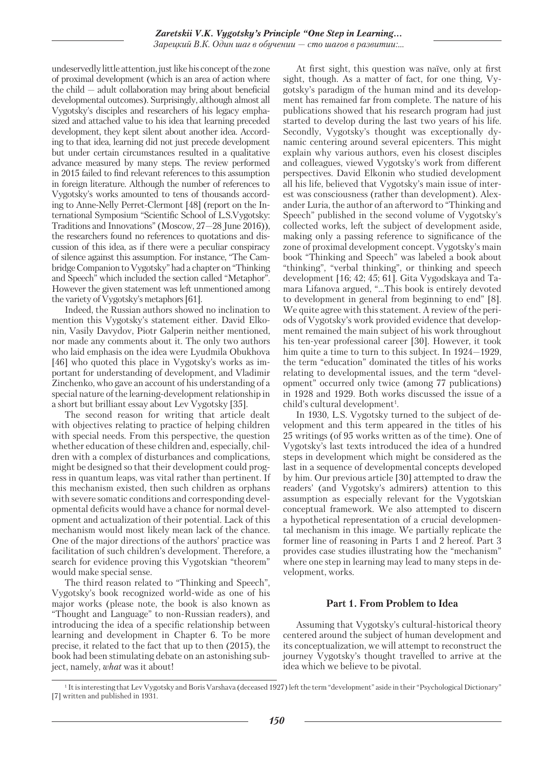undeservedly little attention, just like his concept of the zone of proximal development (which is an area of action where the child — adult collaboration may bring about beneficial developmental outcomes). Surprisingly, although almost all Vygotsky's disciples and researchers of his legacy emphasized and attached value to his idea that learning preceded development, they kept silent about another idea. According to that idea, learning did not just precede development but under certain circumstances resulted in a qualitative advance measured by many steps. The review performed in 2015 failed to find relevant references to this assumption in foreign literature. Although the number of references to Vygotsky's works amounted to tens of thousands according to Anne-Nelly Perret-Clermont [48] (report on the International Symposium "Scientific School of L.S.Vygotsky: Traditions and Innovations" (Moscow, 27—28 June 2016)), the researchers found no references to quotations and discussion of this idea, as if there were a peculiar conspiracy of silence against this assumption. For instance, "The Cambridge Companion to Vygotsky" had a chapter on "Thinking and Speech" which included the section called "Metaphor". However the given statement was left unmentioned among the variety of Vygotsky's metaphors [61].

Indeed, the Russian authors showed no inclination to mention this Vygotsky's statement either. David Elkonin, Vasily Davydov, Piotr Galperin neither mentioned, nor made any comments about it. The only two authors who laid emphasis on the idea were Lyudmila Obukhova [46] who quoted this place in Vygotsky's works as important for understanding of development, and Vladimir Zinchenko, who gave an account of his understanding of a special nature of the learning-development relationship in a short but brilliant essay about Lev Vygotsky [35].

The second reason for writing that article dealt with objectives relating to practice of helping children with special needs. From this perspective, the question whether education of these children and, especially, children with a complex of disturbances and complications, might be designed so that their development could progress in quantum leaps, was vital rather than pertinent. If this mechanism existed, then such children as orphans with severe somatic conditions and corresponding developmental deficits would have a chance for normal development and actualization of their potential. Lack of this mechanism would most likely mean lack of the chance. One of the major directions of the authors' practice was facilitation of such children's development. Therefore, a search for evidence proving this Vygotskian "theorem" would make special sense.

The third reason related to "Thinking and Speech", Vygotsky's book recognized world-wide as one of his major works (please note, the book is also known as "Thought and Language" to non-Russian readers), and introducing the idea of a specific relationship between learning and development in Chapter 6. To be more precise, it related to the fact that up to then (2015), the book had been stimulating debate on an astonishing subject, namely, *what* was it about!

At first sight, this question was naïve, only at first sight, though. As a matter of fact, for one thing, Vygotsky's paradigm of the human mind and its development has remained far from complete. The nature of his publications showed that his research program had just started to develop during the last two years of his life. Secondly, Vygotsky's thought was exceptionally dynamic centering around several epicenters. This might explain why various authors, even his closest disciples and colleagues, viewed Vygotsky's work from different perspectives. David Elkonin who studied development all his life, believed that Vygotsky's main issue of interest was consciousness (rather than development). Alexander Luria, the author of an afterword to "Thinking and Speech" published in the second volume of Vygotsky's collected works, left the subject of development aside, making only a passing reference to significance of the zone of proximal development concept. Vygotsky's main book "Thinking and Speech" was labeled a book about "thinking", "verbal thinking", or thinking and speech development [16; 42; 45; 61]. Gita Vygodskaya and Tamara Lifanova argued, "...This book is entirely devoted to development in general from beginning to end" [8]. We quite agree with this statement. A review of the periods of Vygotsky's work provided evidence that development remained the main subject of his work throughout his ten-year professional career [30]. However, it took him quite a time to turn to this subject. In 1924—1929, the term "education" dominated the titles of his works relating to developmental issues, and the term "development" occurred only twice (among 77 publications) in 1928 and 1929. Both works discussed the issue of a child's cultural development[1].

In 1930, L.S. Vygotsky turned to the subject of development and this term appeared in the titles of his 25 writings (of 95 works written as of the time). One of Vygotsky's last texts introduced the idea of a hundred steps in development which might be considered as the last in a sequence of developmental concepts developed by him. Our previous article [30] attempted to draw the readers' (and Vygotsky's admirers) attention to this assumption as especially relevant for the Vygotskian conceptual framework. We also attempted to discern a hypothetical representation of a crucial developmental mechanism in this image. We partially replicate the former line of reasoning in Parts 1 and 2 hereof. Part 3 provides case studies illustrating how the "mechanism" where one step in learning may lead to many steps in development, works.

## Part 1. From Problem to Idea

Assuming that Vygotsky's cultural-historical theory centered around the subject of human development and its conceptualization, we will attempt to reconstruct the journey Vygotsky's thought travelled to arrive at the idea which we believe to be pivotal.

[1] It is interesting that Lev Vygotsky and Boris Varshava (deceased 1927) left the term "development" aside in their "Psychological Dictionary" [7] written and published in 1931.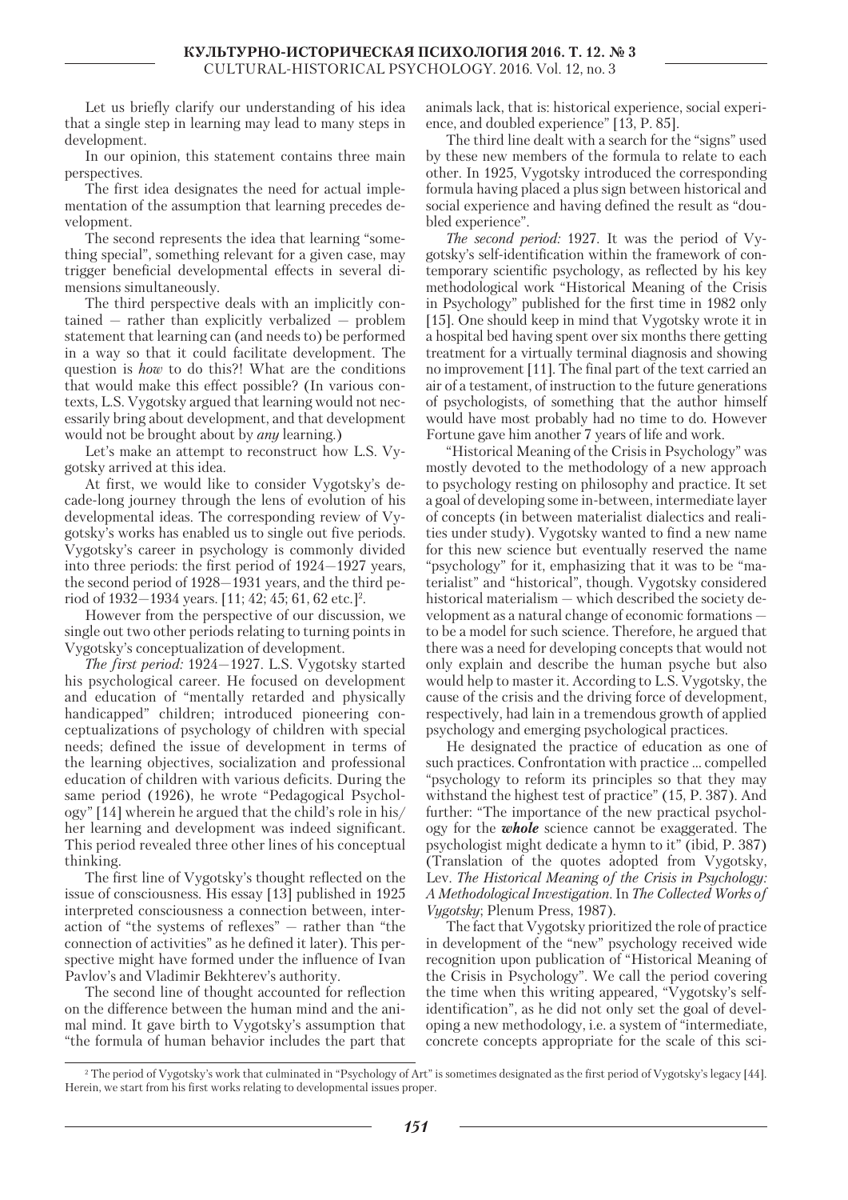Let us briefly clarify our understanding of his idea that a single step in learning may lead to many steps in development.

In our opinion, this statement contains three main perspectives.

The first idea designates the need for actual implementation of the assumption that learning precedes development.

The second represents the idea that learning "something special", something relevant for a given case, may trigger beneficial developmental effects in several dimensions simultaneously.

The third perspective deals with an implicitly contained — rather than explicitly verbalized — problem statement that learning can (and needs to) be performed in a way so that it could facilitate development. The question is *how* to do this?! What are the conditions that would make this effect possible? (In various contexts, L.S. Vygotsky argued that learning would not necessarily bring about development, and that development would not be brought about by *any* learning.)

Let's make an attempt to reconstruct how L.S. Vygotsky arrived at this idea.

At first, we would like to consider Vygotsky's decade-long journey through the lens of evolution of his developmental ideas. The corresponding review of Vygotsky's works has enabled us to single out five periods. Vygotsky's career in psychology is commonly divided into three periods: the first period of 1924—1927 years, the second period of 1928—1931 years, and the third period of 1932—1934 years. [11; 42; 45; 61, 62 etc.][2].

However from the perspective of our discussion, we single out two other periods relating to turning points in Vygotsky's conceptualization of development.

*The first period:* 1924—1927. L.S. Vygotsky started his psychological career. He focused on development and education of "mentally retarded and physically handicapped" children; introduced pioneering conceptualizations of psychology of children with special needs; defined the issue of development in terms of the learning objectives, socialization and professional education of children with various deficits. During the same period (1926), he wrote "Pedagogical Psychology" [14] wherein he argued that the child's role in his/her learning and development was indeed significant. This period revealed three other lines of his conceptual thinking.

The first line of Vygotsky's thought reflected on the issue of consciousness. His essay [13] published in 1925 interpreted consciousness a connection between, interaction of "the systems of reflexes" — rather than "the connection of activities" as he defined it later). This perspective might have formed under the influence of Ivan Pavlov's and Vladimir Bekhterev's authority.

The second line of thought accounted for reflection on the difference between the human mind and the animal mind. It gave birth to Vygotsky's assumption that "the formula of human behavior includes the part that animals lack, that is: historical experience, social experience, and doubled experience" [13, P. 85].

The third line dealt with a search for the "signs" used by these new members of the formula to relate to each other. In 1925, Vygotsky introduced the corresponding formula having placed a plus sign between historical and social experience and having defined the result as "doubled experience".

*The second period:* 1927. It was the period of Vygotsky's self-identification within the framework of contemporary scientific psychology, as reflected by his key methodological work "Historical Meaning of the Crisis in Psychology" published for the first time in 1982 only [15]. One should keep in mind that Vygotsky wrote it in a hospital bed having spent over six months there getting treatment for a virtually terminal diagnosis and showing no improvement [11]. The final part of the text carried an air of a testament, of instruction to the future generations of psychologists, of something that the author himself would have most probably had no time to do. However Fortune gave him another 7 years of life and work.

"Historical Meaning of the Crisis in Psychology" was mostly devoted to the methodology of a new approach to psychology resting on philosophy and practice. It set a goal of developing some in-between, intermediate layer of concepts (in between materialist dialectics and realities under study). Vygotsky wanted to find a new name for this new science but eventually reserved the name "psychology" for it, emphasizing that it was to be "materialist" and "historical", though. Vygotsky considered historical materialism — which described the society development as a natural change of economic formations — to be a model for such science. Therefore, he argued that there was a need for developing concepts that would not only explain and describe the human psyche but also would help to master it. According to L.S. Vygotsky, the cause of the crisis and the driving force of development, respectively, had lain in a tremendous growth of applied psychology and emerging psychological practices.

He designated the practice of education as one of such practices. Confrontation with practice ... compelled "psychology to reform its principles so that they may withstand the highest test of practice" (15, P. 387). And further: "The importance of the new practical psychology for the ***whole*** science cannot be exaggerated. The psychologist might dedicate a hymn to it" (ibid, P. 387) (Translation of the quotes adopted from Vygotsky, Lev. *The Historical Meaning of the Crisis in Psychology: A Methodological Investigation*. In *The Collected Works of Vygotsky*; Plenum Press, 1987).

The fact that Vygotsky prioritized the role of practice in development of the "new" psychology received wide recognition upon publication of "Historical Meaning of the Crisis in Psychology". We call the period covering the time when this writing appeared, "Vygotsky's self-identification", as he did not only set the goal of developing a new methodology, i.e. a system of "intermediate, concrete concepts appropriate for the scale of this sci-

[2] The period of Vygotsky's work that culminated in "Psychology of Art" is sometimes designated as the first period of Vygotsky's legacy [44]. Herein, we start from his first works relating to developmental issues proper.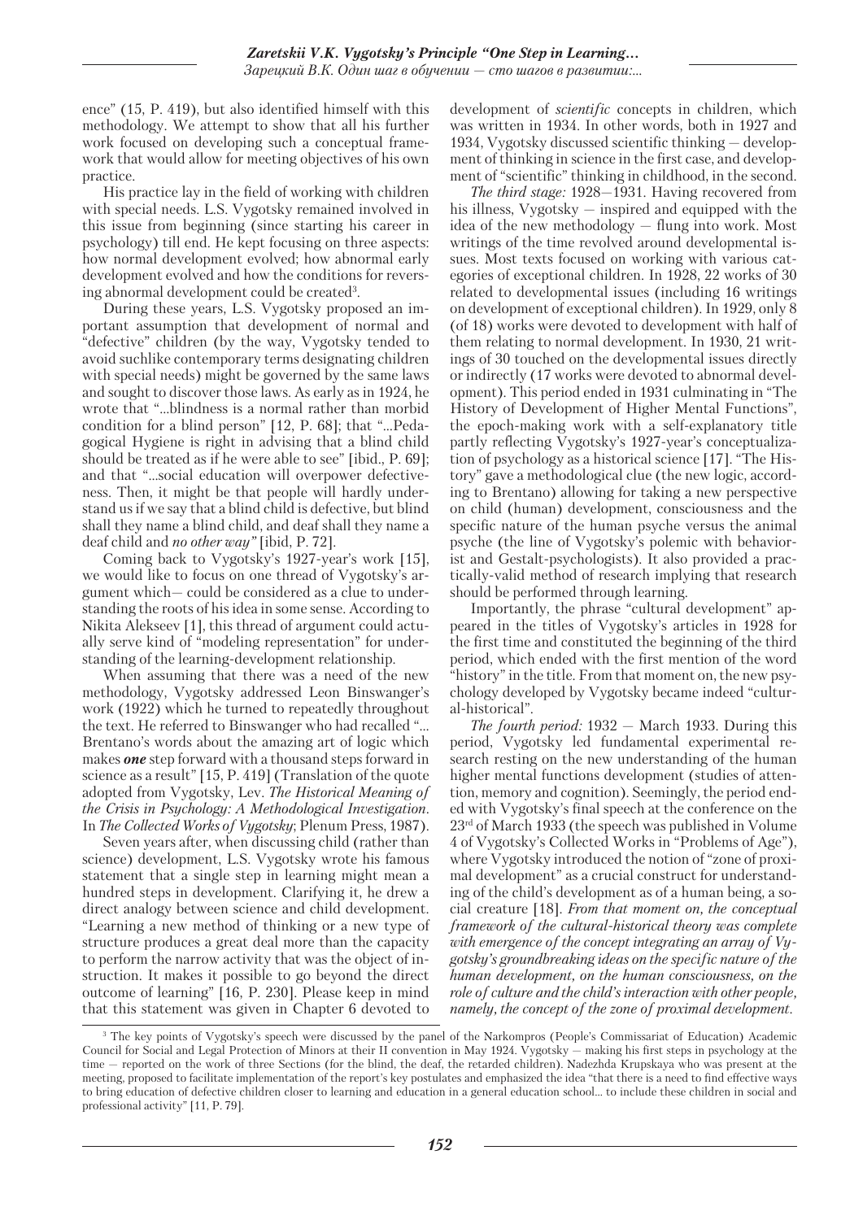ence" (15, P. 419), but also identified himself with this methodology. We attempt to show that all his further work focused on developing such a conceptual framework that would allow for meeting objectives of his own practice.

His practice lay in the field of working with children with special needs. L.S. Vygotsky remained involved in this issue from beginning (since starting his career in psychology) till end. He kept focusing on three aspects: how normal development evolved; how abnormal early development evolved and how the conditions for reversing abnormal development could be created[3].

During these years, L.S. Vygotsky proposed an important assumption that development of normal and "defective" children (by the way, Vygotsky tended to avoid suchlike contemporary terms designating children with special needs) might be governed by the same laws and sought to discover those laws. As early as in 1924, he wrote that "...blindness is a normal rather than morbid condition for a blind person" [12, P. 68]; that "...Pedagogical Hygiene is right in advising that a blind child should be treated as if he were able to see" [ibid., P. 69]; and that "...social education will overpower defectiveness. Then, it might be that people will hardly understand us if we say that a blind child is defective, but blind shall they name a blind child, and deaf shall they name a deaf child and *no other way"* [ibid, P. 72].

Coming back to Vygotsky's 1927-year's work [15], we would like to focus on one thread of Vygotsky's argument which— could be considered as a clue to understanding the roots of his idea in some sense. According to Nikita Alekseev [1], this thread of argument could actually serve kind of "modeling representation" for understanding of the learning-development relationship.

When assuming that there was a need of the new methodology, Vygotsky addressed Leon Binswanger's work (1922) which he turned to repeatedly throughout the text. He referred to Binswanger who had recalled "... Brentano's words about the amazing art of logic which makes ***one*** step forward with a thousand steps forward in science as a result" [15, P. 419] (Translation of the quote adopted from Vygotsky, Lev. *The Historical Meaning of the Crisis in Psychology: A Methodological Investigation*. In *The Collected Works of Vygotsky*; Plenum Press, 1987).

Seven years after, when discussing child (rather than science) development, L.S. Vygotsky wrote his famous statement that a single step in learning might mean a hundred steps in development. Clarifying it, he drew a direct analogy between science and child development. "Learning a new method of thinking or a new type of structure produces a great deal more than the capacity to perform the narrow activity that was the object of instruction. It makes it possible to go beyond the direct outcome of learning" [16, P. 230]. Please keep in mind that this statement was given in Chapter 6 devoted to development of *scientific* concepts in children, which was written in 1934. In other words, both in 1927 and 1934, Vygotsky discussed scientific thinking — development of thinking in science in the first case, and development of "scientific" thinking in childhood, in the second.

*The third stage:* 1928—1931. Having recovered from his illness, Vygotsky — inspired and equipped with the idea of the new methodology — flung into work. Most writings of the time revolved around developmental issues. Most texts focused on working with various categories of exceptional children. In 1928, 22 works of 30 related to developmental issues (including 16 writings on development of exceptional children). In 1929, only 8 (of 18) works were devoted to development with half of them relating to normal development. In 1930, 21 writings of 30 touched on the developmental issues directly or indirectly (17 works were devoted to abnormal development). This period ended in 1931 culminating in "The History of Development of Higher Mental Functions", the epoch-making work with a self-explanatory title partly reflecting Vygotsky's 1927-year's conceptualization of psychology as a historical science [17]. "The History" gave a methodological clue (the new logic, according to Brentano) allowing for taking a new perspective on child (human) development, consciousness and the specific nature of the human psyche versus the animal psyche (the line of Vygotsky's polemic with behaviorist and Gestalt-psychologists). It also provided a practically-valid method of research implying that research should be performed through learning.

Importantly, the phrase "cultural development" appeared in the titles of Vygotsky's articles in 1928 for the first time and constituted the beginning of the third period, which ended with the first mention of the word "history" in the title. From that moment on, the new psychology developed by Vygotsky became indeed "cultural-historical".

*The fourth period:* 1932 — March 1933. During this period, Vygotsky led fundamental experimental research resting on the new understanding of the human higher mental functions development (studies of attention, memory and cognition). Seemingly, the period ended with Vygotsky's final speech at the conference on the 23rd of March 1933 (the speech was published in Volume 4 of Vygotsky's Collected Works in "Problems of Age"), where Vygotsky introduced the notion of "zone of proximal development" as a crucial construct for understanding of the child's development as of a human being, a social creature [18]. *From that moment on, the conceptual framework of the cultural-historical theory was complete with emergence of the concept integrating an array of Vygotsky's groundbreaking ideas on the specific nature of the human development, on the human consciousness, on the role of culture and the child's interaction with other people, namely, the concept of the zone of proximal development.*

---

[3] The key points of Vygotsky's speech were discussed by the panel of the Narkompros (People's Commissariat of Education) Academic Council for Social and Legal Protection of Minors at their II convention in May 1924. Vygotsky — making his first steps in psychology at the time — reported on the work of three Sections (for the blind, the deaf, the retarded children). Nadezhda Krupskaya who was present at the meeting, proposed to facilitate implementation of the report's key postulates and emphasized the idea "that there is a need to find effective ways to bring education of defective children closer to learning and education in a general education school... to include these children in social and professional activity" [11, P. 79].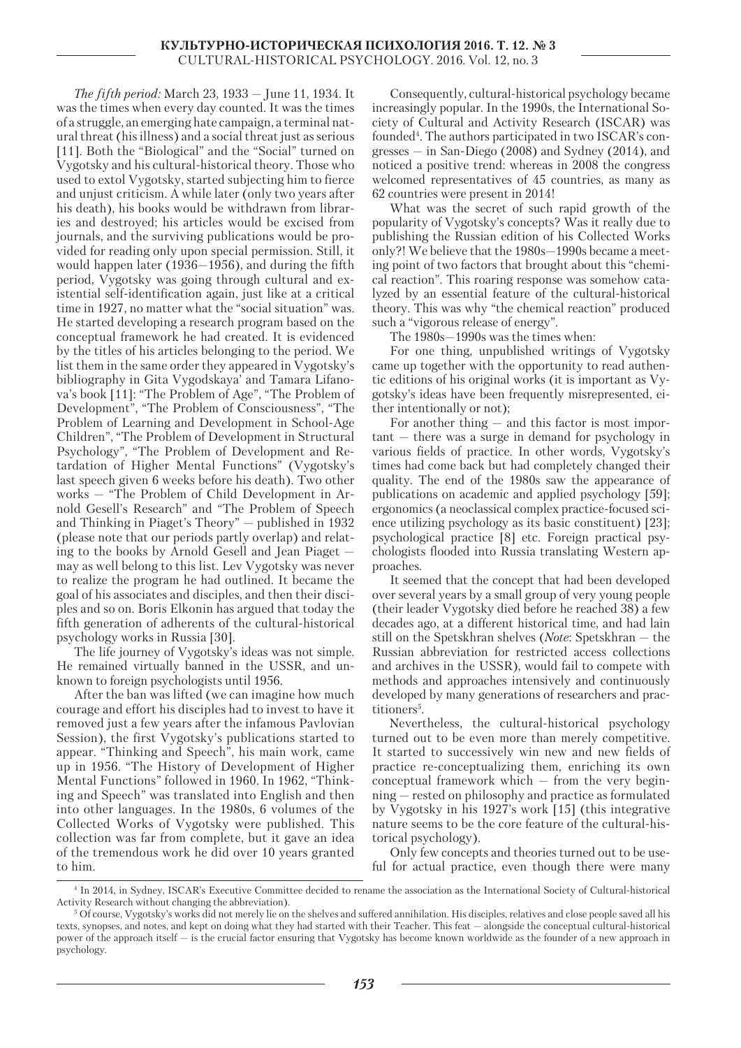*The fifth period:* March 23, 1933 – June 11, 1934. It was the times when every day counted. It was the times of a struggle, an emerging hate campaign, a terminal natural threat (his illness) and a social threat just as serious [11]. Both the "Biological" and the "Social" turned on Vygotsky and his cultural-historical theory. Those who used to extol Vygotsky, started subjecting him to fierce and unjust criticism. A while later (only two years after his death), his books would be withdrawn from libraries and destroyed; his articles would be excised from journals, and the surviving publications would be provided for reading only upon special permission. Still, it would happen later (1936–1956), and during the fifth period, Vygotsky was going through cultural and existential self-identification again, just like at a critical time in 1927, no matter what the "social situation" was. He started developing a research program based on the conceptual framework he had created. It is evidenced by the titles of his articles belonging to the period. We list them in the same order they appeared in Vygotsky's bibliography in Gita Vygodskaya' and Tamara Lifanova's book [11]: "The Problem of Age", "The Problem of Development", "The Problem of Consciousness", "The Problem of Learning and Development in School-Age Children", "The Problem of Development in Structural Psychology", "The Problem of Development and Retardation of Higher Mental Functions" (Vygotsky's last speech given 6 weeks before his death). Two other works – "The Problem of Child Development in Arnold Gesell's Research" and "The Problem of Speech and Thinking in Piaget's Theory" – published in 1932 (please note that our periods partly overlap) and relating to the books by Arnold Gesell and Jean Piaget – may as well belong to this list. Lev Vygotsky was never to realize the program he had outlined. It became the goal of his associates and disciples, and then their disciples and so on. Boris Elkonin has argued that today the fifth generation of adherents of the cultural-historical psychology works in Russia [30].

The life journey of Vygotsky's ideas was not simple. He remained virtually banned in the USSR, and unknown to foreign psychologists until 1956.

After the ban was lifted (we can imagine how much courage and effort his disciples had to invest to have it removed just a few years after the infamous Pavlovian Session), the first Vygotsky's publications started to appear. "Thinking and Speech", his main work, came up in 1956. "The History of Development of Higher Mental Functions" followed in 1960. In 1962, "Thinking and Speech" was translated into English and then into other languages. In the 1980s, 6 volumes of the Collected Works of Vygotsky were published. This collection was far from complete, but it gave an idea of the tremendous work he did over 10 years granted to him.

Consequently, cultural-historical psychology became increasingly popular. In the 1990s, the International Society of Cultural and Activity Research (ISCAR) was founded[4]. The authors participated in two ISCAR's congresses – in San-Diego (2008) and Sydney (2014), and noticed a positive trend: whereas in 2008 the congress welcomed representatives of 45 countries, as many as 62 countries were present in 2014!

What was the secret of such rapid growth of the popularity of Vygotsky's concepts? Was it really due to publishing the Russian edition of his Collected Works only?! We believe that the 1980s–1990s became a meeting point of two factors that brought about this "chemical reaction". This roaring response was somehow catalyzed by an essential feature of the cultural-historical theory. This was why "the chemical reaction" produced such a "vigorous release of energy".

The 1980s–1990s was the times when:

For one thing, unpublished writings of Vygotsky came up together with the opportunity to read authentic editions of his original works (it is important as Vygotsky's ideas have been frequently misrepresented, either intentionally or not);

For another thing – and this factor is most important – there was a surge in demand for psychology in various fields of practice. In other words, Vygotsky's times had come back but had completely changed their quality. The end of the 1980s saw the appearance of publications on academic and applied psychology [59]; ergonomics (a neoclassical complex practice-focused science utilizing psychology as its basic constituent) [23]; psychological practice [8] etc. Foreign practical psychologists flooded into Russia translating Western approaches.

It seemed that the concept that had been developed over several years by a small group of very young people (their leader Vygotsky died before he reached 38) a few decades ago, at a different historical time, and had lain still on the Spetskhran shelves (*Note*: Spetskhran – the Russian abbreviation for restricted access collections and archives in the USSR), would fail to compete with methods and approaches intensively and continuously developed by many generations of researchers and practitioners[5].

Nevertheless, the cultural-historical psychology turned out to be even more than merely competitive. It started to successively win new and new fields of practice re-conceptualizing them, enriching its own conceptual framework which – from the very beginning – rested on philosophy and practice as formulated by Vygotsky in his 1927's work [15] (this integrative nature seems to be the core feature of the cultural-historical psychology).

Only few concepts and theories turned out to be useful for actual practice, even though there were many

---

[4] In 2014, in Sydney, ISCAR's Executive Committee decided to rename the association as the International Society of Cultural-historical Activity Research without changing the abbreviation).

[5] Of course, Vygotsky's works did not merely lie on the shelves and suffered annihilation. His disciples, relatives and close people saved all his texts, synopses, and notes, and kept on doing what they had started with their Teacher. This feat – alongside the conceptual cultural-historical power of the approach itself – is the crucial factor ensuring that Vygotsky has become known worldwide as the founder of a new approach in psychology.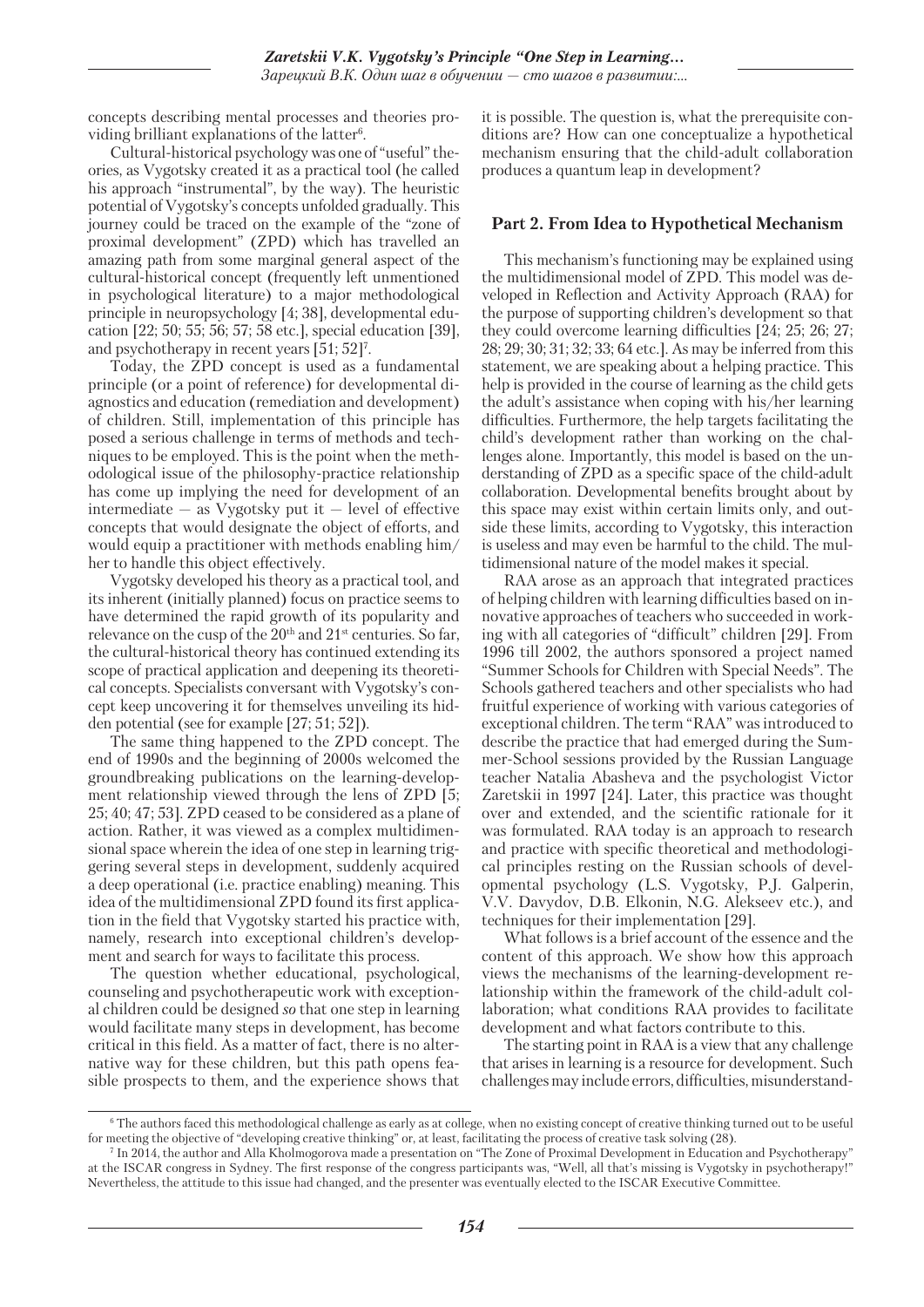concepts describing mental processes and theories providing brilliant explanations of the latter[6].

Cultural-historical psychology was one of "useful" theories, as Vygotsky created it as a practical tool (he called his approach "instrumental", by the way). The heuristic potential of Vygotsky's concepts unfolded gradually. This journey could be traced on the example of the "zone of proximal development" (ZPD) which has travelled an amazing path from some marginal general aspect of the cultural-historical concept (frequently left unmentioned in psychological literature) to a major methodological principle in neuropsychology [4; 38], developmental education [22; 50; 55; 56; 57; 58 etc.], special education [39], and psychotherapy in recent years [51; 52][7].

Today, the ZPD concept is used as a fundamental principle (or a point of reference) for developmental diagnostics and education (remediation and development) of children. Still, implementation of this principle has posed a serious challenge in terms of methods and techniques to be employed. This is the point when the methodological issue of the philosophy-practice relationship has come up implying the need for development of an intermediate — as Vygotsky put it — level of effective concepts that would designate the object of efforts, and would equip a practitioner with methods enabling him/her to handle this object effectively.

Vygotsky developed his theory as a practical tool, and its inherent (initially planned) focus on practice seems to have determined the rapid growth of its popularity and relevance on the cusp of the 20th and 21st centuries. So far, the cultural-historical theory has continued extending its scope of practical application and deepening its theoretical concepts. Specialists conversant with Vygotsky's concept keep uncovering it for themselves unveiling its hidden potential (see for example [27; 51; 52]).

The same thing happened to the ZPD concept. The end of 1990s and the beginning of 2000s welcomed the groundbreaking publications on the learning-development relationship viewed through the lens of ZPD [5; 25; 40; 47; 53]. ZPD ceased to be considered as a plane of action. Rather, it was viewed as a complex multidimensional space wherein the idea of one step in learning triggering several steps in development, suddenly acquired a deep operational (i.e. practice enabling) meaning. This idea of the multidimensional ZPD found its first application in the field that Vygotsky started his practice with, namely, research into exceptional children's development and search for ways to facilitate this process.

The question whether educational, psychological, counseling and psychotherapeutic work with exceptional children could be designed *so* that one step in learning would facilitate many steps in development, has become critical in this field. As a matter of fact, there is no alternative way for these children, but this path opens feasible prospects to them, and the experience shows that it is possible. The question is, what the prerequisite conditions are? How can one conceptualize a hypothetical mechanism ensuring that the child-adult collaboration produces a quantum leap in development?

## Part 2. From Idea to Hypothetical Mechanism

This mechanism's functioning may be explained using the multidimensional model of ZPD. This model was developed in Reflection and Activity Approach (RAA) for the purpose of supporting children's development so that they could overcome learning difficulties [24; 25; 26; 27; 28; 29; 30; 31; 32; 33; 64 etc.]. As may be inferred from this statement, we are speaking about a helping practice. This help is provided in the course of learning as the child gets the adult's assistance when coping with his/her learning difficulties. Furthermore, the help targets facilitating the child's development rather than working on the challenges alone. Importantly, this model is based on the understanding of ZPD as a specific space of the child-adult collaboration. Developmental benefits brought about by this space may exist within certain limits only, and outside these limits, according to Vygotsky, this interaction is useless and may even be harmful to the child. The multidimensional nature of the model makes it special.

RAA arose as an approach that integrated practices of helping children with learning difficulties based on innovative approaches of teachers who succeeded in working with all categories of "difficult" children [29]. From 1996 till 2002, the authors sponsored a project named "Summer Schools for Children with Special Needs". The Schools gathered teachers and other specialists who had fruitful experience of working with various categories of exceptional children. The term "RAA" was introduced to describe the practice that had emerged during the Summer-School sessions provided by the Russian Language teacher Natalia Abasheva and the psychologist Victor Zaretskii in 1997 [24]. Later, this practice was thought over and extended, and the scientific rationale for it was formulated. RAA today is an approach to research and practice with specific theoretical and methodological principles resting on the Russian schools of developmental psychology (L.S. Vygotsky, P.J. Galperin, V.V. Davydov, D.B. Elkonin, N.G. Alekseev etc.), and techniques for their implementation [29].

What follows is a brief account of the essence and the content of this approach. We show how this approach views the mechanisms of the learning-development relationship within the framework of the child-adult collaboration; what conditions RAA provides to facilitate development and what factors contribute to this.

The starting point in RAA is a view that any challenge that arises in learning is a resource for development. Such challenges may include errors, difficulties, misunderstand-

---

[6] The authors faced this methodological challenge as early as at college, when no existing concept of creative thinking turned out to be useful for meeting the objective of "developing creative thinking" or, at least, facilitating the process of creative task solving (28).

[7] In 2014, the author and Alla Kholmogorova made a presentation on "The Zone of Proximal Development in Education and Psychotherapy" at the ISCAR congress in Sydney. The first response of the congress participants was, "Well, all that's missing is Vygotsky in psychotherapy!" Nevertheless, the attitude to this issue had changed, and the presenter was eventually elected to the ISCAR Executive Committee.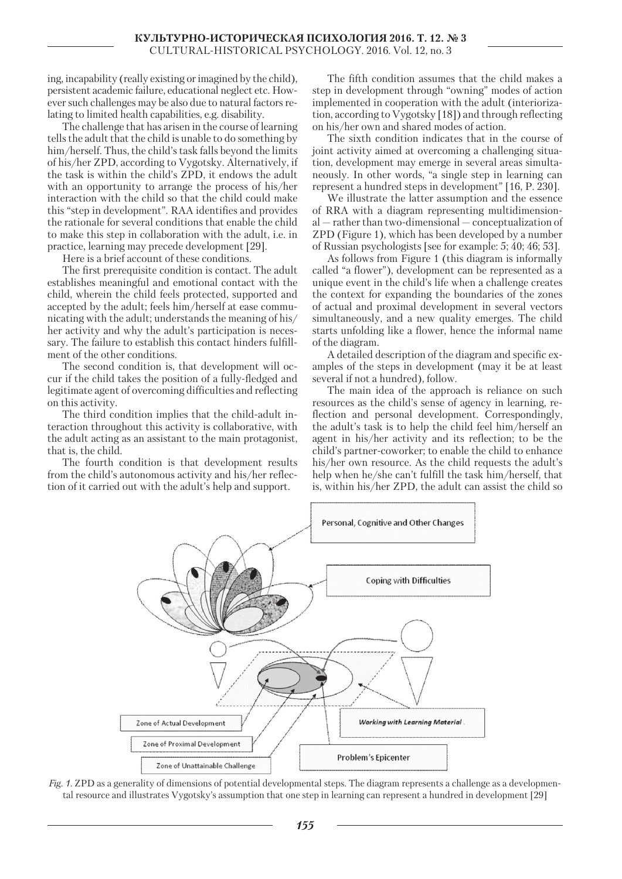ing, incapability (really existing or imagined by the child), persistent academic failure, educational neglect etc. However such challenges may be also due to natural factors relating to limited health capabilities, e.g. disability.

The challenge that has arisen in the course of learning tells the adult that the child is unable to do something by him/herself. Thus, the child's task falls beyond the limits of his/her ZPD, according to Vygotsky. Alternatively, if the task is within the child's ZPD, it endows the adult with an opportunity to arrange the process of his/her interaction with the child so that the child could make this "step in development". RAA identifies and provides the rationale for several conditions that enable the child to make this step in collaboration with the adult, i.e. in practice, learning may precede development [29].

Here is a brief account of these conditions.

The first prerequisite condition is contact. The adult establishes meaningful and emotional contact with the child, wherein the child feels protected, supported and accepted by the adult; feels him/herself at ease communicating with the adult; understands the meaning of his/her activity and why the adult's participation is necessary. The failure to establish this contact hinders fulfillment of the other conditions.

The second condition is, that development will occur if the child takes the position of a fully-fledged and legitimate agent of overcoming difficulties and reflecting on this activity.

The third condition implies that the child-adult interaction throughout this activity is collaborative, with the adult acting as an assistant to the main protagonist, that is, the child.

The fourth condition is that development results from the child's autonomous activity and his/her reflection of it carried out with the adult's help and support.

The fifth condition assumes that the child makes a step in development through "owning" modes of action implemented in cooperation with the adult (interiorization, according to Vygotsky [18]) and through reflecting on his/her own and shared modes of action.

The sixth condition indicates that in the course of joint activity aimed at overcoming a challenging situation, development may emerge in several areas simultaneously. In other words, "a single step in learning can represent a hundred steps in development" [16, P. 230].

We illustrate the latter assumption and the essence of RRA with a diagram representing multidimensional — rather than two-dimensional — conceptualization of ZPD (Figure 1), which has been developed by a number of Russian psychologists [see for example: 5; 40; 46; 53].

As follows from Figure 1 (this diagram is informally called "a flower"), development can be represented as a unique event in the child's life when a challenge creates the context for expanding the boundaries of the zones of actual and proximal development in several vectors simultaneously, and a new quality emerges. The child starts unfolding like a flower, hence the informal name of the diagram.

A detailed description of the diagram and specific examples of the steps in development (may it be at least several if not a hundred), follow.

The main idea of the approach is reliance on such resources as the child's sense of agency in learning, reflection and personal development. Correspondingly, the adult's task is to help the child feel him/herself an agent in his/her activity and its reflection; to be the child's partner-coworker; to enable the child to enhance his/her own resource. As the child requests the adult's help when he/she can't fulfill the task him/herself, that is, within his/her ZPD, the adult can assist the child so

*Fig. 1.* ZPD as a generality of dimensions of potential developmental steps. The diagram represents a challenge as a developmental resource and illustrates Vygotsky's assumption that one step in learning can represent a hundred in development [29]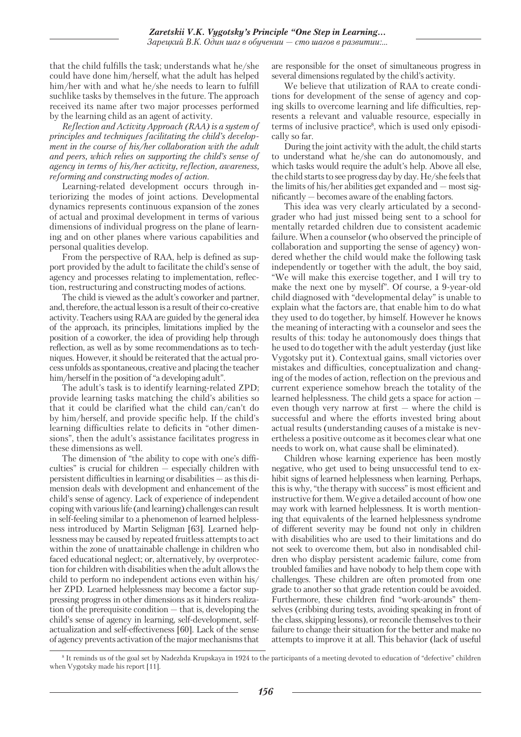that the child fulfills the task; understands what he/she could have done him/herself, what the adult has helped him/her with and what he/she needs to learn to fulfill suchlike tasks by themselves in the future. The approach received its name after two major processes performed by the learning child as an agent of activity.

*Reflection and Activity Approach (RAA) is a system of principles and techniques facilitating the child's development in the course of his/her collaboration with the adult and peers, which relies on supporting the child's sense of agency in terms of his/her activity, reflection, awareness, reforming and constructing modes of action.*

Learning-related development occurs through interiorizing the modes of joint actions. Developmental dynamics represents continuous expansion of the zones of actual and proximal development in terms of various dimensions of individual progress on the plane of learning and on other planes where various capabilities and personal qualities develop.

From the perspective of RAA, help is defined as support provided by the adult to facilitate the child's sense of agency and processes relating to implementation, reflection, restructuring and constructing modes of actions.

The child is viewed as the adult's coworker and partner, and, therefore, the actual lesson is a result of their co-creative activity. Teachers using RAA are guided by the general idea of the approach, its principles, limitations implied by the position of a coworker, the idea of providing help through reflection, as well as by some recommendations as to techniques. However, it should be reiterated that the actual process unfolds as spontaneous, creative and placing the teacher him/herself in the position of "a developing adult".

The adult's task is to identify learning-related ZPD; provide learning tasks matching the child's abilities so that it could be clarified what the child can/can't do by him/herself, and provide specific help. If the child's learning difficulties relate to deficits in "other dimensions", then the adult's assistance facilitates progress in these dimensions as well.

The dimension of "the ability to cope with one's difficulties" is crucial for children — especially children with persistent difficulties in learning or disabilities — as this dimension deals with development and enhancement of the child's sense of agency. Lack of experience of independent coping with various life (and learning) challenges can result in self-feeling similar to a phenomenon of learned helplessness introduced by Martin Seligman [63]. Learned helplessness may be caused by repeated fruitless attempts to act within the zone of unattainable challenge in children who faced educational neglect; or, alternatively, by overprotection for children with disabilities when the adult allows the child to perform no independent actions even within his/her ZPD. Learned helplessness may become a factor suppressing progress in other dimensions as it hinders realization of the prerequisite condition — that is, developing the child's sense of agency in learning, self-development, self-actualization and self-effectiveness [60]. Lack of the sense of agency prevents activation of the major mechanisms that are responsible for the onset of simultaneous progress in several dimensions regulated by the child's activity.

We believe that utilization of RAA to create conditions for development of the sense of agency and coping skills to overcome learning and life difficulties, represents a relevant and valuable resource, especially in terms of inclusive practice[8], which is used only episodically so far.

During the joint activity with the adult, the child starts to understand what he/she can do autonomously, and which tasks would require the adult's help. Above all else, the child starts to see progress day by day. He/she feels that the limits of his/her abilities get expanded and — most significantly — becomes aware of the enabling factors.

This idea was very clearly articulated by a second-grader who had just missed being sent to a school for mentally retarded children due to consistent academic failure. When a counselor (who observed the principle of collaboration and supporting the sense of agency) wondered whether the child would make the following task independently or together with the adult, the boy said, "We will make this exercise together, and I will try to make the next one by myself". Of course, a 9-year-old child diagnosed with "developmental delay" is unable to explain what the factors are, that enable him to do what they used to do together, by himself. However he knows the meaning of interacting with a counselor and sees the results of this: today he autonomously does things that he used to do together with the adult yesterday (just like Vygotsky put it). Contextual gains, small victories over mistakes and difficulties, conceptualization and changing of the modes of action, reflection on the previous and current experience somehow breach the totality of the learned helplessness. The child gets a space for action — even though very narrow at first — where the child is successful and where the efforts invested bring about actual results (understanding causes of a mistake is nevertheless a positive outcome as it becomes clear what one needs to work on, what cause shall be eliminated).

Children whose learning experience has been mostly negative, who get used to being unsuccessful tend to exhibit signs of learned helplessness when learning. Perhaps, this is why, "the therapy with success" is most efficient and instructive for them. We give a detailed account of how one may work with learned helplessness. It is worth mentioning that equivalents of the learned helplessness syndrome of different severity may be found not only in children with disabilities who are used to their limitations and do not seek to overcome them, but also in nondisabled children who display persistent academic failure, come from troubled families and have nobody to help them cope with challenges. These children are often promoted from one grade to another so that grade retention could be avoided. Furthermore, these children find "work-arounds" themselves (cribbing during tests, avoiding speaking in front of the class, skipping lessons), or reconcile themselves to their failure to change their situation for the better and make no attempts to improve it at all. This behavior (lack of useful

---

[8] It reminds us of the goal set by Nadezhda Krupskaya in 1924 to the participants of a meeting devoted to education of "defective" children when Vygotsky made his report [11].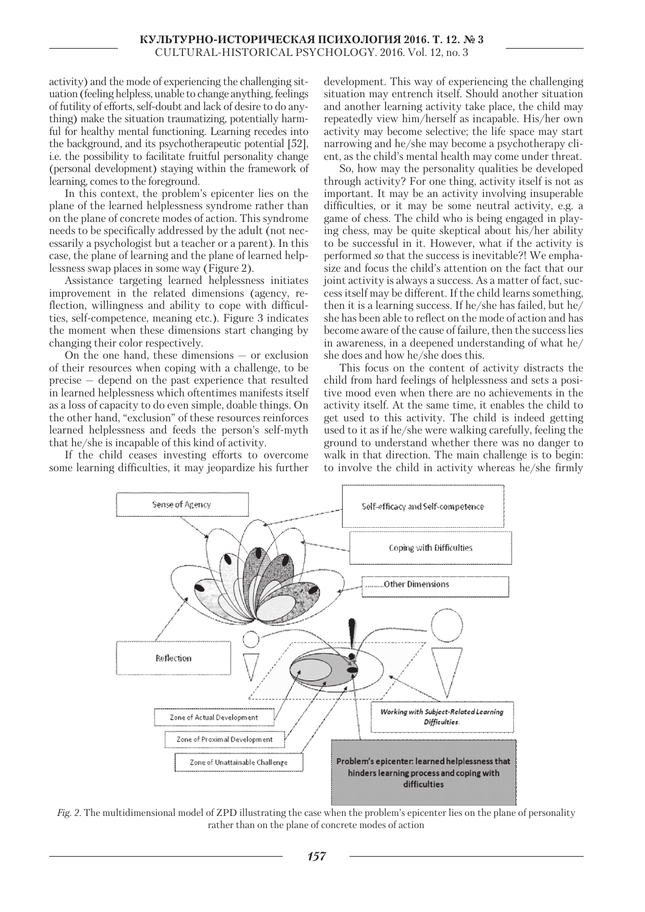activity) and the mode of experiencing the challenging situation (feeling helpless, unable to change anything, feelings of futility of efforts, self-doubt and lack of desire to do anything) make the situation traumatizing, potentially harmful for healthy mental functioning. Learning recedes into the background, and its psychotherapeutic potential [52], i.e. the possibility to facilitate fruitful personality change (personal development) staying within the framework of learning, comes to the foreground.

In this context, the problem's epicenter lies on the plane of the learned helplessness syndrome rather than on the plane of concrete modes of action. This syndrome needs to be specifically addressed by the adult (not necessarily a psychologist but a teacher or a parent). In this case, the plane of learning and the plane of learned helplessness swap places in some way (Figure 2).

Assistance targeting learned helplessness initiates improvement in the related dimensions (agency, reflection, willingness and ability to cope with difficulties, self-competence, meaning etc.). Figure 3 indicates the moment when these dimensions start changing by changing their color respectively.

On the one hand, these dimensions — or exclusion of their resources when coping with a challenge, to be precise — depend on the past experience that resulted in learned helplessness which oftentimes manifests itself as a loss of capacity to do even simple, doable things. On the other hand, "exclusion" of these resources reinforces learned helplessness and feeds the person's self-myth that he/she is incapable of this kind of activity.

If the child ceases investing efforts to overcome some learning difficulties, it may jeopardize his further development. This way of experiencing the challenging situation may entrench itself. Should another situation and another learning activity take place, the child may repeatedly view him/herself as incapable. His/her own activity may become selective; the life space may start narrowing and he/she may become a psychotherapy client, as the child's mental health may come under threat.

So, how may the personality qualities be developed through activity? For one thing, activity itself is not as important. It may be an activity involving insuperable difficulties, or it may be some neutral activity, e.g. a game of chess. The child who is being engaged in playing chess, may be quite skeptical about his/her ability to be successful in it. However, what if the activity is performed *so* that the success is inevitable?! We emphasize and focus the child's attention on the fact that our joint activity is always a success. As a matter of fact, success itself may be different. If the child learns something, then it is a learning success. If he/she has failed, but he/she has been able to reflect on the mode of action and has become aware of the cause of failure, then the success lies in awareness, in a deepened understanding of what he/she does and how he/she does this.

This focus on the content of activity distracts the child from hard feelings of helplessness and sets a positive mood even when there are no achievements in the activity itself. At the same time, it enables the child to get used to this activity. The child is indeed getting used to it as if he/she were walking carefully, feeling the ground to understand whether there was no danger to walk in that direction. The main challenge is to begin: to involve the child in activity whereas he/she firmly

*Fig. 2.* The multidimensional model of ZPD illustrating the case when the problem's epicenter lies on the plane of personality rather than on the plane of concrete modes of action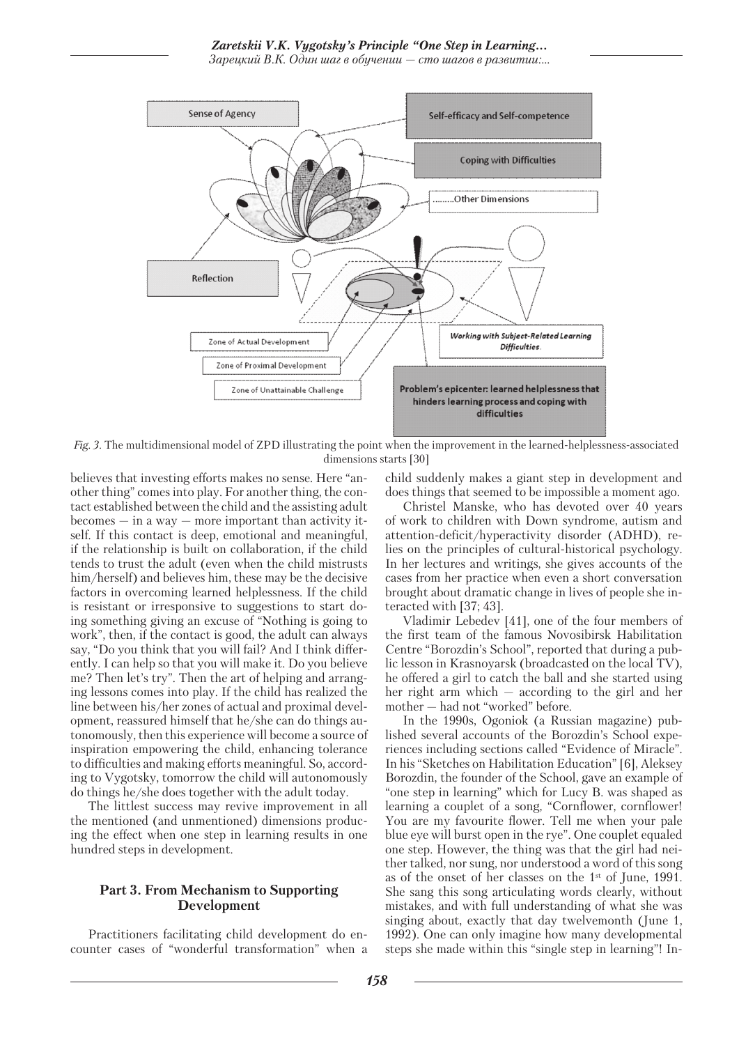*Fig. 3.* The multidimensional model of ZPD illustrating the point when the improvement in the learned-helplessness-associated dimensions starts [30]

believes that investing efforts makes no sense. Here "another thing" comes into play. For another thing, the contact established between the child and the assisting adult becomes — in a way — more important than activity itself. If this contact is deep, emotional and meaningful, if the relationship is built on collaboration, if the child tends to trust the adult (even when the child mistrusts him/herself) and believes him, these may be the decisive factors in overcoming learned helplessness. If the child is resistant or irresponsive to suggestions to start doing something giving an excuse of "Nothing is going to work", then, if the contact is good, the adult can always say, "Do you think that you will fail? And I think differently. I can help so that you will make it. Do you believe me? Then let's try". Then the art of helping and arranging lessons comes into play. If the child has realized the line between his/her zones of actual and proximal development, reassured himself that he/she can do things autonomously, then this experience will become a source of inspiration empowering the child, enhancing tolerance to difficulties and making efforts meaningful. So, according to Vygotsky, tomorrow the child will autonomously do things he/she does together with the adult today.

The littlest success may revive improvement in all the mentioned (and unmentioned) dimensions producing the effect when one step in learning results in one hundred steps in development.

## Part 3. From Mechanism to Supporting Development

Practitioners facilitating child development do encounter cases of "wonderful transformation" when a child suddenly makes a giant step in development and does things that seemed to be impossible a moment ago.

Christel Manske, who has devoted over 40 years of work to children with Down syndrome, autism and attention-deficit/hyperactivity disorder (ADHD), relies on the principles of cultural-historical psychology. In her lectures and writings, she gives accounts of the cases from her practice when even a short conversation brought about dramatic change in lives of people she interacted with [37; 43].

Vladimir Lebedev [41], one of the four members of the first team of the famous Novosibirsk Habilitation Centre "Borozdin's School", reported that during a public lesson in Krasnoyarsk (broadcasted on the local TV), he offered a girl to catch the ball and she started using her right arm which — according to the girl and her mother — had not "worked" before.

In the 1990s, Ogoniok (a Russian magazine) published several accounts of the Borozdin's School experiences including sections called "Evidence of Miracle". In his "Sketches on Habilitation Education" [6], Aleksey Borozdin, the founder of the School, gave an example of "one step in learning" which for Lucy B. was shaped as learning a couplet of a song, "Cornflower, cornflower! You are my favourite flower. Tell me when your pale blue eye will burst open in the rye". One couplet equaled one step. However, the thing was that the girl had neither talked, nor sung, nor understood a word of this song as of the onset of her classes on the 1st of June, 1991. She sang this song articulating words clearly, without mistakes, and with full understanding of what she was singing about, exactly that day twelvemonth (June 1, 1992). One can only imagine how many developmental steps she made within this "single step in learning"! In-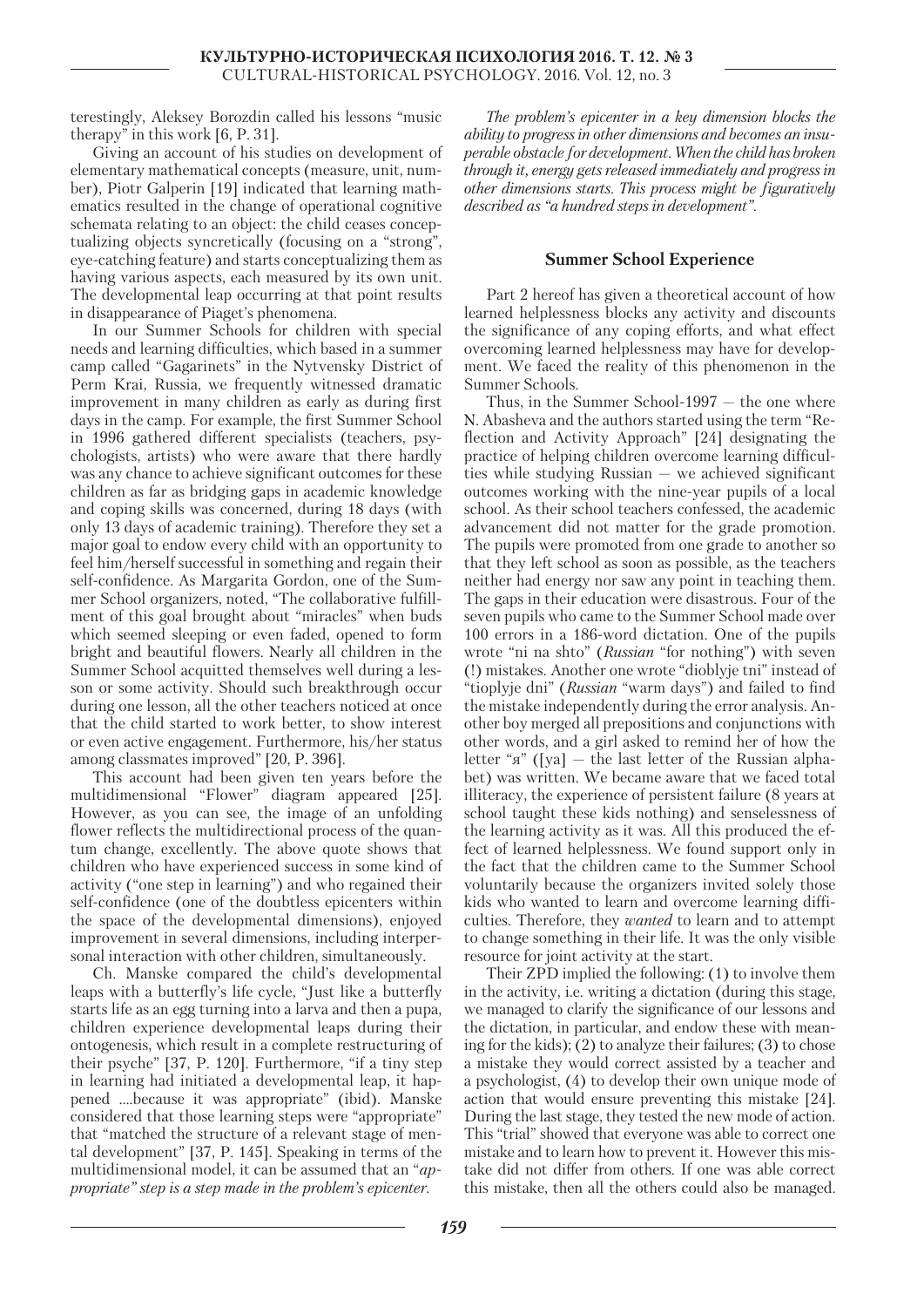terestingly, Aleksey Borozdin called his lessons "music therapy" in this work [6, P. 31].

Giving an account of his studies on development of elementary mathematical concepts (measure, unit, number), Piotr Galperin [19] indicated that learning mathematics resulted in the change of operational cognitive schemata relating to an object: the child ceases conceptualizing objects syncretically (focusing on a "strong", eye-catching feature) and starts conceptualizing them as having various aspects, each measured by its own unit. The developmental leap occurring at that point results in disappearance of Piaget's phenomena.

In our Summer Schools for children with special needs and learning difficulties, which based in a summer camp called "Gagarinets" in the Nytvensky District of Perm Krai, Russia, we frequently witnessed dramatic improvement in many children as early as during first days in the camp. For example, the first Summer School in 1996 gathered different specialists (teachers, psychologists, artists) who were aware that there hardly was any chance to achieve significant outcomes for these children as far as bridging gaps in academic knowledge and coping skills was concerned, during 18 days (with only 13 days of academic training). Therefore they set a major goal to endow every child with an opportunity to feel him/herself successful in something and regain their self-confidence. As Margarita Gordon, one of the Summer School organizers, noted, "The collaborative fulfillment of this goal brought about "miracles" when buds which seemed sleeping or even faded, opened to form bright and beautiful flowers. Nearly all children in the Summer School acquitted themselves well during a lesson or some activity. Should such breakthrough occur during one lesson, all the other teachers noticed at once that the child started to work better, to show interest or even active engagement. Furthermore, his/her status among classmates improved" [20, P. 396].

This account had been given ten years before the multidimensional "Flower" diagram appeared [25]. However, as you can see, the image of an unfolding flower reflects the multidirectional process of the quantum change, excellently. The above quote shows that children who have experienced success in some kind of activity ("one step in learning") and who regained their self-confidence (one of the doubtless epicenters within the space of the developmental dimensions), enjoyed improvement in several dimensions, including interpersonal interaction with other children, simultaneously.

Ch. Manske compared the child's developmental leaps with a butterfly's life cycle, "Just like a butterfly starts life as an egg turning into a larva and then a pupa, children experience developmental leaps during their ontogenesis, which result in a complete restructuring of their psyche" [37, P. 120]. Furthermore, "if a tiny step in learning had initiated a developmental leap, it happened ....because it was appropriate" (ibid). Manske considered that those learning steps were "appropriate" that "matched the structure of a relevant stage of mental development" [37, P. 145]. Speaking in terms of the multidimensional model, it can be assumed that an "*appropriate" step is a step made in the problem's epicenter.*

*The problem's epicenter in a key dimension blocks the ability to progress in other dimensions and becomes an insuperable obstacle for development. When the child has broken through it, energy gets released immediately and progress in other dimensions starts. This process might be figuratively described as "a hundred steps in development".*

## Summer School Experience

Part 2 hereof has given a theoretical account of how learned helplessness blocks any activity and discounts the significance of any coping efforts, and what effect overcoming learned helplessness may have for development. We faced the reality of this phenomenon in the Summer Schools.

Thus, in the Summer School-1997 — the one where N. Abasheva and the authors started using the term "Reflection and Activity Approach" [24] designating the practice of helping children overcome learning difficulties while studying Russian — we achieved significant outcomes working with the nine-year pupils of a local school. As their school teachers confessed, the academic advancement did not matter for the grade promotion. The pupils were promoted from one grade to another so that they left school as soon as possible, as the teachers neither had energy nor saw any point in teaching them. The gaps in their education were disastrous. Four of the seven pupils who came to the Summer School made over 100 errors in a 186-word dictation. One of the pupils wrote "ni na shto" (*Russian* "for nothing") with seven (!) mistakes. Another one wrote "dioblyje tni" instead of "tioplyje dni" (*Russian* "warm days") and failed to find the mistake independently during the error analysis. Another boy merged all prepositions and conjunctions with other words, and a girl asked to remind her of how the letter "я" ([ya] — the last letter of the Russian alphabet) was written. We became aware that we faced total illiteracy, the experience of persistent failure (8 years at school taught these kids nothing) and senselessness of the learning activity as it was. All this produced the effect of learned helplessness. We found support only in the fact that the children came to the Summer School voluntarily because the organizers invited solely those kids who wanted to learn and overcome learning difficulties. Therefore, they *wanted* to learn and to attempt to change something in their life. It was the only visible resource for joint activity at the start.

Their ZPD implied the following: (1) to involve them in the activity, i.e. writing a dictation (during this stage, we managed to clarify the significance of our lessons and the dictation, in particular, and endow these with meaning for the kids); (2) to analyze their failures; (3) to chose a mistake they would correct assisted by a teacher and a psychologist, (4) to develop their own unique mode of action that would ensure preventing this mistake [24]. During the last stage, they tested the new mode of action. This "trial" showed that everyone was able to correct one mistake and to learn how to prevent it. However this mistake did not differ from others. If one was able correct this mistake, then all the others could also be managed.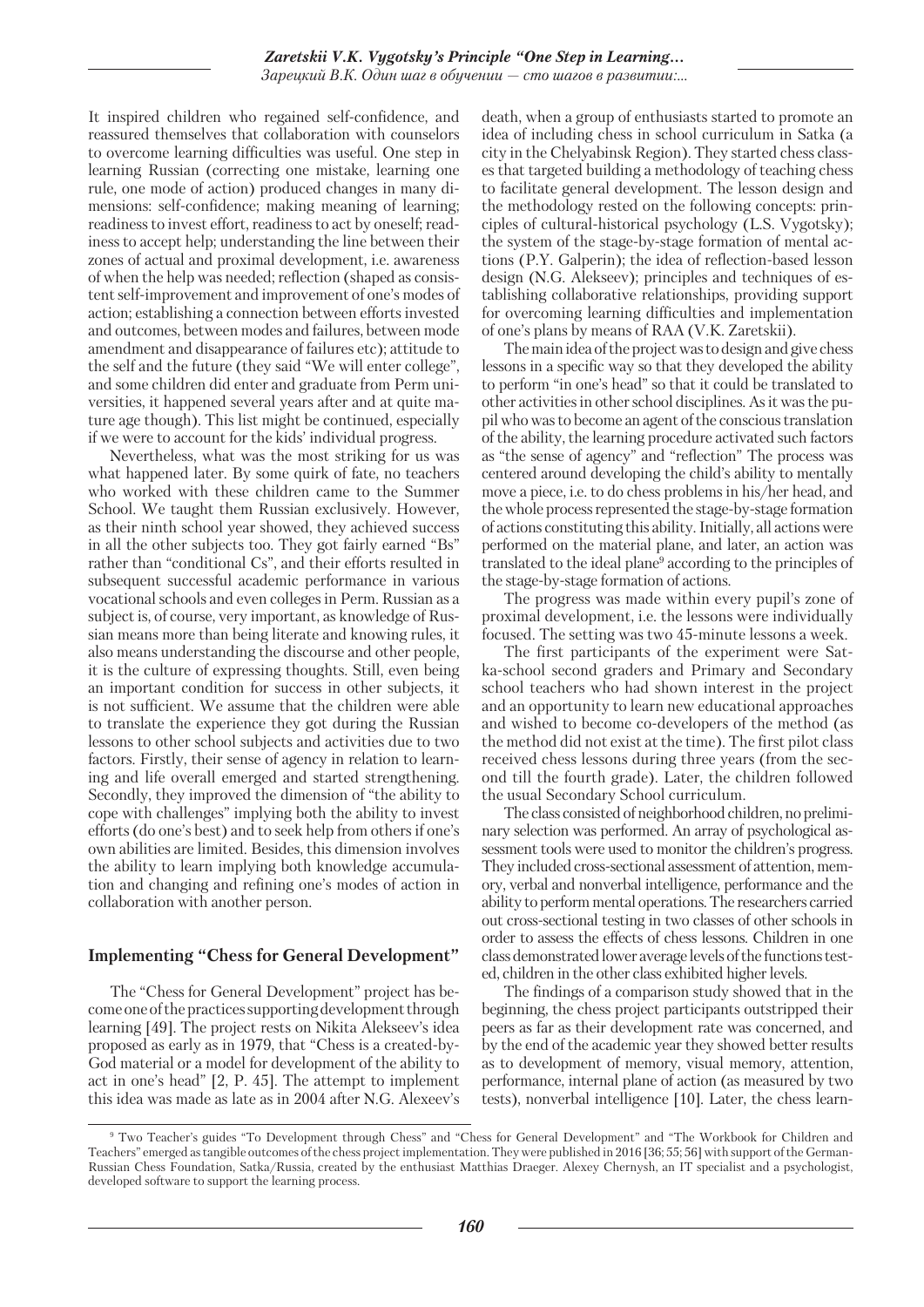It inspired children who regained self-confidence, and reassured themselves that collaboration with counselors to overcome learning difficulties was useful. One step in learning Russian (correcting one mistake, learning one rule, one mode of action) produced changes in many dimensions: self-confidence; making meaning of learning; readiness to invest effort, readiness to act by oneself; readiness to accept help; understanding the line between their zones of actual and proximal development, i.e. awareness of when the help was needed; reflection (shaped as consistent self-improvement and improvement of one's modes of action; establishing a connection between efforts invested and outcomes, between modes and failures, between mode amendment and disappearance of failures etc); attitude to the self and the future (they said "We will enter college", and some children did enter and graduate from Perm universities, it happened several years after and at quite mature age though). This list might be continued, especially if we were to account for the kids' individual progress.

Nevertheless, what was the most striking for us was what happened later. By some quirk of fate, no teachers who worked with these children came to the Summer School. We taught them Russian exclusively. However, as their ninth school year showed, they achieved success in all the other subjects too. They got fairly earned "Bs" rather than "conditional Cs", and their efforts resulted in subsequent successful academic performance in various vocational schools and even colleges in Perm. Russian as a subject is, of course, very important, as knowledge of Russian means more than being literate and knowing rules, it also means understanding the discourse and other people, it is the culture of expressing thoughts. Still, even being an important condition for success in other subjects, it is not sufficient. We assume that the children were able to translate the experience they got during the Russian lessons to other school subjects and activities due to two factors. Firstly, their sense of agency in relation to learning and life overall emerged and started strengthening. Secondly, they improved the dimension of "the ability to cope with challenges" implying both the ability to invest efforts (do one's best) and to seek help from others if one's own abilities are limited. Besides, this dimension involves the ability to learn implying both knowledge accumulation and changing and refining one's modes of action in collaboration with another person.

## Implementing "Chess for General Development"

The "Chess for General Development" project has become one of the practices supporting development through learning [49]. The project rests on Nikita Alekseev's idea proposed as early as in 1979, that "Chess is a created-by-God material or a model for development of the ability to act in one's head" [2, P. 45]. The attempt to implement this idea was made as late as in 2004 after N.G. Alexeev's death, when a group of enthusiasts started to promote an idea of including chess in school curriculum in Satka (a city in the Chelyabinsk Region). They started chess classes that targeted building a methodology of teaching chess to facilitate general development. The lesson design and the methodology rested on the following concepts: principles of cultural-historical psychology (L.S. Vygotsky); the system of the stage-by-stage formation of mental actions (P.Y. Galperin); the idea of reflection-based lesson design (N.G. Alekseev); principles and techniques of establishing collaborative relationships, providing support for overcoming learning difficulties and implementation of one's plans by means of RAA (V.K. Zaretskii).

The main idea of the project was to design and give chess lessons in a specific way so that they developed the ability to perform "in one's head" so that it could be translated to other activities in other school disciplines. As it was the pupil who was to become an agent of the conscious translation of the ability, the learning procedure activated such factors as "the sense of agency" and "reflection" The process was centered around developing the child's ability to mentally move a piece, i.e. to do chess problems in his/her head, and the whole process represented the stage-by-stage formation of actions constituting this ability. Initially, all actions were performed on the material plane, and later, an action was translated to the ideal plane[9] according to the principles of the stage-by-stage formation of actions.

The progress was made within every pupil's zone of proximal development, i.e. the lessons were individually focused. The setting was two 45-minute lessons a week.

The first participants of the experiment were Satka-school second graders and Primary and Secondary school teachers who had shown interest in the project and an opportunity to learn new educational approaches and wished to become co-developers of the method (as the method did not exist at the time). The first pilot class received chess lessons during three years (from the second till the fourth grade). Later, the children followed the usual Secondary School curriculum.

The class consisted of neighborhood children, no preliminary selection was performed. An array of psychological assessment tools were used to monitor the children's progress. They included cross-sectional assessment of attention, memory, verbal and nonverbal intelligence, performance and the ability to perform mental operations. The researchers carried out cross-sectional testing in two classes of other schools in order to assess the effects of chess lessons. Children in one class demonstrated lower average levels of the functions tested, children in the other class exhibited higher levels.

The findings of a comparison study showed that in the beginning, the chess project participants outstripped their peers as far as their development rate was concerned, and by the end of the academic year they showed better results as to development of memory, visual memory, attention, performance, internal plane of action (as measured by two tests), nonverbal intelligence [10]. Later, the chess learn-

[9] Two Teacher's guides "To Development through Chess" and "Chess for General Development" and "The Workbook for Children and Teachers" emerged as tangible outcomes of the chess project implementation. They were published in 2016 [36; 55; 56] with support of the German-Russian Chess Foundation, Satka/Russia, created by the enthusiast Matthias Draeger. Alexey Chernysh, an IT specialist and a psychologist, developed software to support the learning process.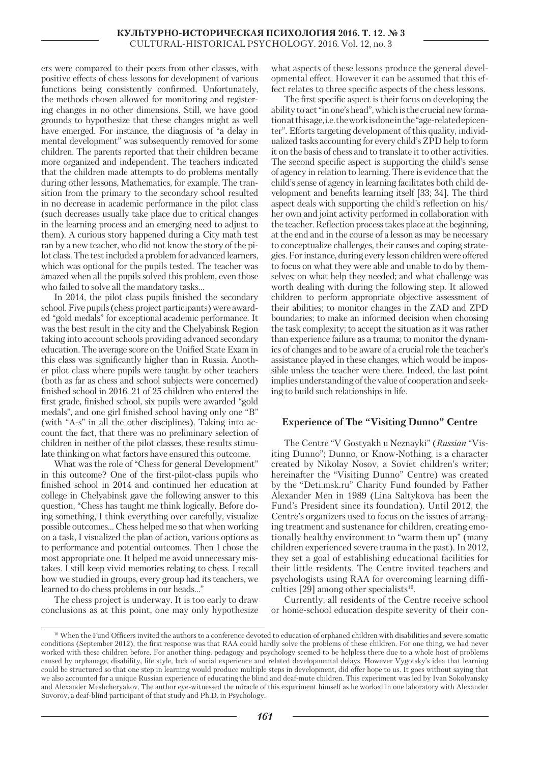ers were compared to their peers from other classes, with positive effects of chess lessons for development of various functions being consistently confirmed. Unfortunately, the methods chosen allowed for monitoring and registering changes in no other dimensions. Still, we have good grounds to hypothesize that these changes might as well have emerged. For instance, the diagnosis of "a delay in mental development" was subsequently removed for some children. The parents reported that their children became more organized and independent. The teachers indicated that the children made attempts to do problems mentally during other lessons, Mathematics, for example. The transition from the primary to the secondary school resulted in no decrease in academic performance in the pilot class (such decreases usually take place due to critical changes in the learning process and an emerging need to adjust to them). A curious story happened during a City math test ran by a new teacher, who did not know the story of the pilot class. The test included a problem for advanced learners, which was optional for the pupils tested. The teacher was amazed when all the pupils solved this problem, even those who failed to solve all the mandatory tasks...

In 2014, the pilot class pupils finished the secondary school. Five pupils (chess project participants) were awarded "gold medals" for exceptional academic performance. It was the best result in the city and the Chelyabinsk Region taking into account schools providing advanced secondary education. The average score on the Unified State Exam in this class was significantly higher than in Russia. Another pilot class where pupils were taught by other teachers (both as far as chess and school subjects were concerned) finished school in 2016. 21 of 25 children who entered the first grade, finished school, six pupils were awarded "gold medals", and one girl finished school having only one "B" (with "A-s" in all the other disciplines). Taking into account the fact, that there was no preliminary selection of children in neither of the pilot classes, these results stimulate thinking on what factors have ensured this outcome.

What was the role of "Chess for general Development" in this outcome? One of the first-pilot-class pupils who finished school in 2014 and continued her education at college in Chelyabinsk gave the following answer to this question, "Chess has taught me think logically. Before doing something, I think everything over carefully, visualize possible outcomes... Chess helped me so that when working on a task, I visualized the plan of action, various options as to performance and potential outcomes. Then I chose the most appropriate one. It helped me avoid unnecessary mistakes. I still keep vivid memories relating to chess. I recall how we studied in groups, every group had its teachers, we learned to do chess problems in our heads..."

The chess project is underway. It is too early to draw conclusions as at this point, one may only hypothesize what aspects of these lessons produce the general developmental effect. However it can be assumed that this effect relates to three specific aspects of the chess lessons.

The first specific aspect is their focus on developing the ability to act "in one's head", which is the crucial new formation at this age, i.e. the work is done in the "age-related epicenter". Efforts targeting development of this quality, individualized tasks accounting for every child's ZPD help to form it on the basis of chess and to translate it to other activities. The second specific aspect is supporting the child's sense of agency in relation to learning. There is evidence that the child's sense of agency in learning facilitates both child development and benefits learning itself [33; 34]. The third aspect deals with supporting the child's reflection on his/her own and joint activity performed in collaboration with the teacher. Reflection process takes place at the beginning, at the end and in the course of a lesson as may be necessary to conceptualize challenges, their causes and coping strategies. For instance, during every lesson children were offered to focus on what they were able and unable to do by themselves; on what help they needed; and what challenge was worth dealing with during the following step. It allowed children to perform appropriate objective assessment of their abilities; to monitor changes in the ZAD and ZPD boundaries; to make an informed decision when choosing the task complexity; to accept the situation as it was rather than experience failure as a trauma; to monitor the dynamics of changes and to be aware of a crucial role the teacher's assistance played in these changes, which would be impossible unless the teacher were there. Indeed, the last point implies understanding of the value of cooperation and seeking to build such relationships in life.

## Experience of The "Visiting Dunno" Centre

The Centre "V Gostyakh u Neznayki" (*Russian* "Visiting Dunno"; Dunno, or Know-Nothing, is a character created by Nikolay Nosov, a Soviet children's writer; hereinafter the "Visiting Dunno" Centre) was created by the "Deti.msk.ru" Charity Fund founded by Father Alexander Men in 1989 (Lina Saltykova has been the Fund's President since its foundation). Until 2012, the Centre's organizers used to focus on the issues of arranging treatment and sustenance for children, creating emotionally healthy environment to "warm them up" (many children experienced severe trauma in the past). In 2012, they set a goal of establishing educational facilities for their little residents. The Centre invited teachers and psychologists using RAA for overcoming learning difficulties [29] among other specialists[10].

Currently, all residents of the Centre receive school or home-school education despite severity of their con-

[10] When the Fund Officers invited the authors to a conference devoted to education of orphaned children with disabilities and severe somatic conditions (September 2012), the first response was that RAA could hardly solve the problems of these children. For one thing, we had never worked with these children before. For another thing, pedagogy and psychology seemed to be helpless there due to a whole host of problems caused by orphanage, disability, life style, lack of social experience and related developmental delays. However Vygotsky's idea that learning could be structured so that one step in learning would produce multiple steps in development, did offer hope to us. It goes without saying that we also accounted for a unique Russian experience of educating the blind and deaf-mute children. This experiment was led by Ivan Sokolyansky and Alexander Meshcheryakov. The author eye-witnessed the miracle of this experiment himself as he worked in one laboratory with Alexander Suvorov, a deaf-blind participant of that study and Ph.D. in Psychology.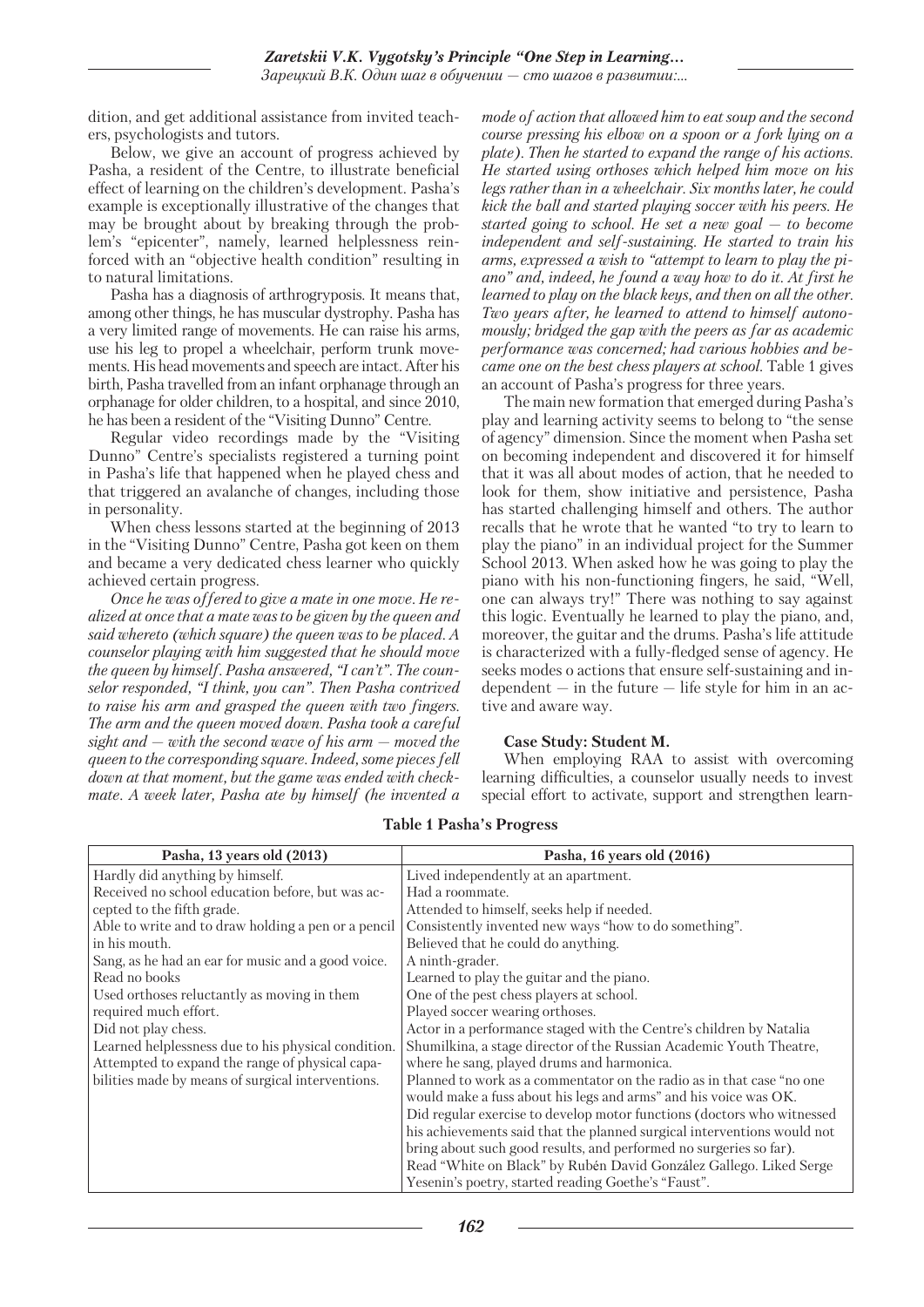dition, and get additional assistance from invited teachers, psychologists and tutors.

Below, we give an account of progress achieved by Pasha, a resident of the Centre, to illustrate beneficial effect of learning on the children's development. Pasha's example is exceptionally illustrative of the changes that may be brought about by breaking through the problem's "epicenter", namely, learned helplessness reinforced with an "objective health condition" resulting in to natural limitations.

Pasha has a diagnosis of arthrogryposis. It means that, among other things, he has muscular dystrophy. Pasha has a very limited range of movements. He can raise his arms, use his leg to propel a wheelchair, perform trunk movements. His head movements and speech are intact. After his birth, Pasha travelled from an infant orphanage through an orphanage for older children, to a hospital, and since 2010, he has been a resident of the "Visiting Dunno" Centre.

Regular video recordings made by the "Visiting Dunno" Centre's specialists registered a turning point in Pasha's life that happened when he played chess and that triggered an avalanche of changes, including those in personality.

When chess lessons started at the beginning of 2013 in the "Visiting Dunno" Centre, Pasha got keen on them and became a very dedicated chess learner who quickly achieved certain progress.

*Once he was offered to give a mate in one move. He realized at once that a mate was to be given by the queen and said whereto (which square) the queen was to be placed. A counselor playing with him suggested that he should move the queen by himself. Pasha answered, "I can't". The counselor responded, "I think, you can". Then Pasha contrived to raise his arm and grasped the queen with two fingers. The arm and the queen moved down. Pasha took a careful sight and — with the second wave of his arm — moved the queen to the corresponding square. Indeed, some pieces fell down at that moment, but the game was ended with checkmate. A week later, Pasha ate by himself (he invented a mode of action that allowed him to eat soup and the second course pressing his elbow on a spoon or a fork lying on a plate). Then he started to expand the range of his actions. He started using orthoses which helped him move on his legs rather than in a wheelchair. Six months later, he could kick the ball and started playing soccer with his peers. He started going to school. He set a new goal — to become independent and self-sustaining. He started to train his arms, expressed a wish to "attempt to learn to play the piano" and, indeed, he found a way how to do it. At first he learned to play on the black keys, and then on all the other. Two years after, he learned to attend to himself autonomously; bridged the gap with the peers as far as academic performance was concerned; had various hobbies and became one on the best chess players at school.* Table 1 gives an account of Pasha's progress for three years.

The main new formation that emerged during Pasha's play and learning activity seems to belong to "the sense of agency" dimension. Since the moment when Pasha set on becoming independent and discovered it for himself that it was all about modes of action, that he needed to look for them, show initiative and persistence, Pasha has started challenging himself and others. The author recalls that he wrote that he wanted "to try to learn to play the piano" in an individual project for the Summer School 2013. When asked how he was going to play the piano with his non-functioning fingers, he said, "Well, one can always try!" There was nothing to say against this logic. Eventually he learned to play the piano, and, moreover, the guitar and the drums. Pasha's life attitude is characterized with a fully-fledged sense of agency. He seeks modes o actions that ensure self-sustaining and independent — in the future — life style for him in an active and aware way.

**Case Study: Student M.**

When employing RAA to assist with overcoming learning difficulties, a counselor usually needs to invest special effort to activate, support and strengthen learn-

**Table 1 Pasha's Progress**

| Pasha, 13 years old (2013) | Pasha, 16 years old (2016) |
|---|---|
| Hardly did anything by himself.<br>Received no school education before, but was accepted to the fifth grade.<br>Able to write and to draw holding a pen or a pencil in his mouth.<br>Sang, as he had an ear for music and a good voice.<br>Read no books<br>Used orthoses reluctantly as moving in them required much effort.<br>Did not play chess.<br>Learned helplessness due to his physical condition.<br>Attempted to expand the range of physical capabilities made by means of surgical interventions. | Lived independently at an apartment.<br>Had a roommate.<br>Attended to himself, seeks help if needed.<br>Consistently invented new ways "how to do something".<br>Believed that he could do anything.<br>A ninth-grader.<br>Learned to play the guitar and the piano.<br>One of the pest chess players at school.<br>Played soccer wearing orthoses.<br>Actor in a performance staged with the Centre's children by Natalia Shumilkina, a stage director of the Russian Academic Youth Theatre, where he sang, played drums and harmonica.<br>Planned to work as a commentator on the radio as in that case "no one would make a fuss about his legs and arms" and his voice was OK.<br>Did regular exercise to develop motor functions (doctors who witnessed his achievements said that the planned surgical interventions would not bring about such good results, and performed no surgeries so far).<br>Read "White on Black" by Rubén David González Gallego. Liked Serge Yesenin's poetry, started reading Goethe's "Faust". |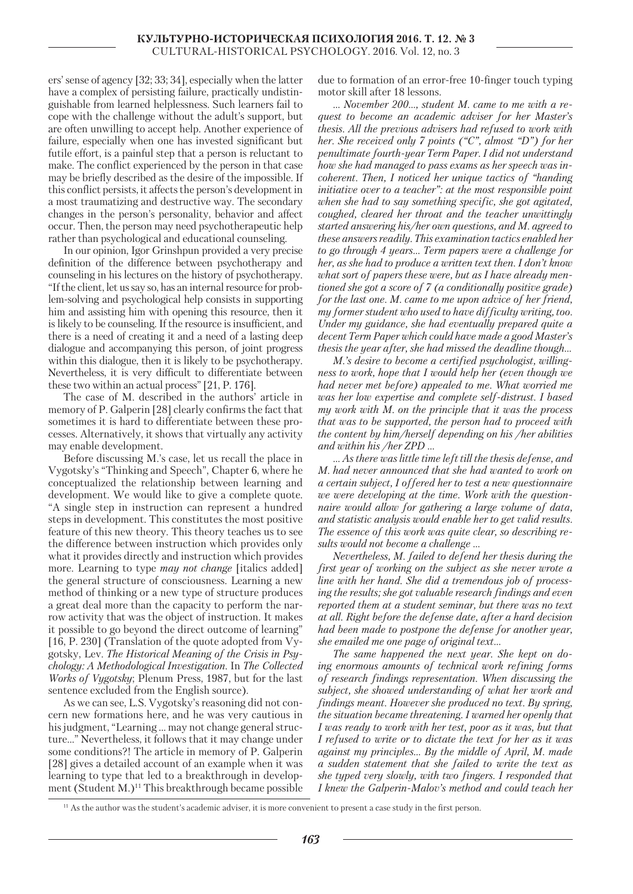ers' sense of agency [32; 33; 34], especially when the latter have a complex of persisting failure, practically undistinguishable from learned helplessness. Such learners fail to cope with the challenge without the adult's support, but are often unwilling to accept help. Another experience of failure, especially when one has invested significant but futile effort, is a painful step that a person is reluctant to make. The conflict experienced by the person in that case may be briefly described as the desire of the impossible. If this conflict persists, it affects the person's development in a most traumatizing and destructive way. The secondary changes in the person's personality, behavior and affect occur. Then, the person may need psychotherapeutic help rather than psychological and educational counseling.

In our opinion, Igor Grinshpun provided a very precise definition of the difference between psychotherapy and counseling in his lectures on the history of psychotherapy. "If the client, let us say so, has an internal resource for problem-solving and psychological help consists in supporting him and assisting him with opening this resource, then it is likely to be counseling. If the resource is insufficient, and there is a need of creating it and a need of a lasting deep dialogue and accompanying this person, of joint progress within this dialogue, then it is likely to be psychotherapy. Nevertheless, it is very difficult to differentiate between these two within an actual process" [21, P. 176].

The case of M. described in the authors' article in memory of P. Galperin [28] clearly confirms the fact that sometimes it is hard to differentiate between these processes. Alternatively, it shows that virtually any activity may enable development.

Before discussing M.'s case, let us recall the place in Vygotsky's "Thinking and Speech", Chapter 6, where he conceptualized the relationship between learning and development. We would like to give a complete quote. "A single step in instruction can represent a hundred steps in development. This constitutes the most positive feature of this new theory. This theory teaches us to see the difference between instruction which provides only what it provides directly and instruction which provides more. Learning to type *may not change* [italics added] the general structure of consciousness. Learning a new method of thinking or a new type of structure produces a great deal more than the capacity to perform the narrow activity that was the object of instruction. It makes it possible to go beyond the direct outcome of learning" [16, P. 230] (Translation of the quote adopted from Vygotsky, Lev. *The Historical Meaning of the Crisis in Psychology: A Methodological Investigation.* In *The Collected Works of Vygotsky*; Plenum Press, 1987, but for the last sentence excluded from the English source).

As we can see, L.S. Vygotsky's reasoning did not concern new formations here, and he was very cautious in his judgment, "Learning ... may not change general structure..." Nevertheless, it follows that it may change under some conditions?! The article in memory of P. Galperin [28] gives a detailed account of an example when it was learning to type that led to a breakthrough in development (Student M.)[11] This breakthrough became possible due to formation of an error-free 10-finger touch typing motor skill after 18 lessons.

*... November 200..., student M. came to me with a request to become an academic adviser for her Master's thesis. All the previous advisers had refused to work with her. She received only 7 points ("C", almost "D") for her penultimate fourth-year Term Paper. I did not understand how she had managed to pass exams as her speech was incoherent. Then, I noticed her unique tactics of "handing initiative over to a teacher": at the most responsible point when she had to say something specific, she got agitated, coughed, cleared her throat and the teacher unwittingly started answering his/her own questions, and M. agreed to these answers readily. This examination tactics enabled her to go through 4 years... Term papers were a challenge for her, as she had to produce a written text then. I don't know what sort of papers these were, but as I have already mentioned she got a score of 7 (a conditionally positive grade) for the last one. M. came to me upon advice of her friend, my former student who used to have difficulty writing, too. Under my guidance, she had eventually prepared quite a decent Term Paper which could have made a good Master's thesis the year after, she had missed the deadline though...*

*M.'s desire to become a certified psychologist, willingness to work, hope that I would help her (even though we had never met before) appealed to me. What worried me was her low expertise and complete self-distrust. I based my work with M. on the principle that it was the process that was to be supported, the person had to proceed with the content by him/herself depending on his /her abilities and within his /her ZPD ...*

*... As there was little time left till the thesis defense, and M. had never announced that she had wanted to work on a certain subject, I offered her to test a new questionnaire we were developing at the time. Work with the questionnaire would allow for gathering a large volume of data, and statistic analysis would enable her to get valid results. The essence of this work was quite clear, so describing results would not become a challenge ...*

*Nevertheless, M. failed to defend her thesis during the first year of working on the subject as she never wrote a line with her hand. She did a tremendous job of processing the results; she got valuable research findings and even reported them at a student seminar, but there was no text at all. Right before the defense date, after a hard decision had been made to postpone the defense for another year, she emailed me one page of original text...*

*The same happened the next year. She kept on doing enormous amounts of technical work refining forms of research findings representation. When discussing the subject, she showed understanding of what her work and findings meant. However she produced no text. By spring, the situation became threatening. I warned her openly that I was ready to work with her test, poor as it was, but that I refused to write or to dictate the text for her as it was against my principles... By the middle of April, M. made a sudden statement that she failed to write the text as she typed very slowly, with two fingers. I responded that I knew the Galperin-Malov's method and could teach her*

[11] As the author was the student's academic adviser, it is more convenient to present a case study in the first person.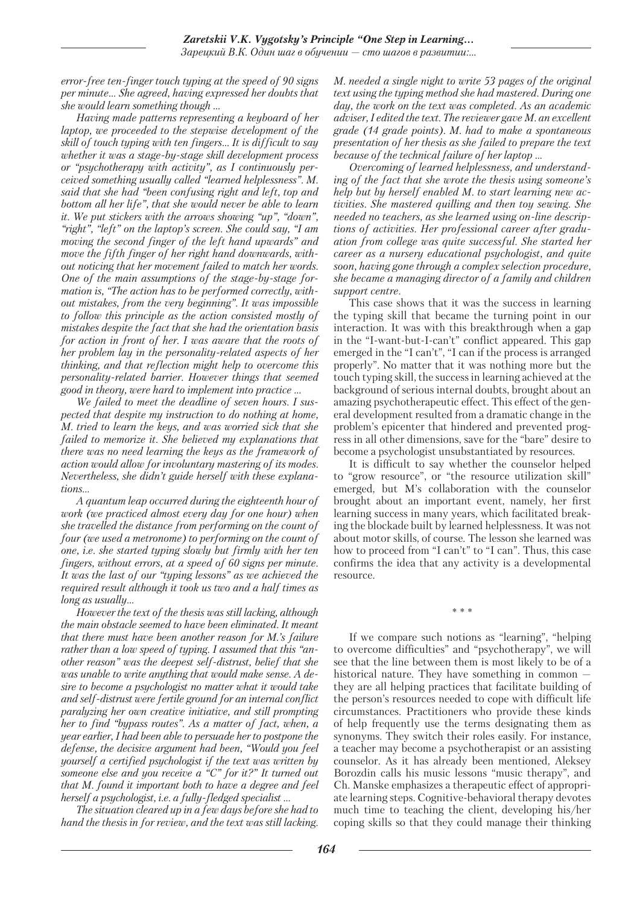*error-free ten-finger touch typing at the speed of 90 signs per minute... She agreed, having expressed her doubts that she would learn something though ...*

*Having made patterns representing a keyboard of her laptop, we proceeded to the stepwise development of the skill of touch typing with ten fingers... It is difficult to say whether it was a stage-by-stage skill development process or "psychotherapy with activity", as I continuously perceived something usually called "learned helplessness". M. said that she had "been confusing right and left, top and bottom all her life", that she would never be able to learn it. We put stickers with the arrows showing "up", "down", "right", "left" on the laptop's screen. She could say, "I am moving the second finger of the left hand upwards" and move the fifth finger of her right hand downwards, without noticing that her movement failed to match her words. One of the main assumptions of the stage-by-stage formation is, "The action has to be performed correctly, without mistakes, from the very beginning". It was impossible to follow this principle as the action consisted mostly of mistakes despite the fact that she had the orientation basis for action in front of her. I was aware that the roots of her problem lay in the personality-related aspects of her thinking, and that reflection might help to overcome this personality-related barrier. However things that seemed good in theory, were hard to implement into practice ...*

*We failed to meet the deadline of seven hours. I suspected that despite my instruction to do nothing at home, M. tried to learn the keys, and was worried sick that she failed to memorize it. She believed my explanations that there was no need learning the keys as the framework of action would allow for involuntary mastering of its modes. Nevertheless, she didn't guide herself with these explanations...*

*A quantum leap occurred during the eighteenth hour of work (we practiced almost every day for one hour) when she travelled the distance from performing on the count of four (we used a metronome) to performing on the count of one, i.e. she started typing slowly but firmly with her ten fingers, without errors, at a speed of 60 signs per minute. It was the last of our "typing lessons" as we achieved the required result although it took us two and a half times as long as usually...*

*However the text of the thesis was still lacking, although the main obstacle seemed to have been eliminated. It meant that there must have been another reason for M.'s failure rather than a low speed of typing. I assumed that this "another reason" was the deepest self-distrust, belief that she was unable to write anything that would make sense. A desire to become a psychologist no matter what it would take and self-distrust were fertile ground for an internal conflict paralyzing her own creative initiative, and still prompting her to find "bypass routes". As a matter of fact, when, a year earlier, I had been able to persuade her to postpone the defense, the decisive argument had been, "Would you feel yourself a certified psychologist if the text was written by someone else and you receive a "C" for it?" It turned out that M. found it important both to have a degree and feel herself a psychologist, i.e. a fully-fledged specialist ...*

*The situation cleared up in a few days before she had to hand the thesis in for review, and the text was still lacking. M. needed a single night to write 53 pages of the original text using the typing method she had mastered. During one day, the work on the text was completed. As an academic adviser, I edited the text. The reviewer gave M. an excellent grade (14 grade points). M. had to make a spontaneous presentation of her thesis as she failed to prepare the text because of the technical failure of her laptop ...*

*Overcoming of learned helplessness, and understanding of the fact that she wrote the thesis using someone's help but by herself enabled M. to start learning new activities. She mastered quilling and then toy sewing. She needed no teachers, as she learned using on-line descriptions of activities. Her professional career after graduation from college was quite successful. She started her career as a nursery educational psychologist, and quite soon, having gone through a complex selection procedure, she became a managing director of a family and children support centre.*

This case shows that it was the success in learning the typing skill that became the turning point in our interaction. It was with this breakthrough when a gap in the "I-want-but-I-can't" conflict appeared. This gap emerged in the "I can't", "I can if the process is arranged properly". No matter that it was nothing more but the touch typing skill, the success in learning achieved at the background of serious internal doubts, brought about an amazing psychotherapeutic effect. This effect of the general development resulted from a dramatic change in the problem's epicenter that hindered and prevented progress in all other dimensions, save for the "bare" desire to become a psychologist unsubstantiated by resources.

It is difficult to say whether the counselor helped to "grow resource", or "the resource utilization skill" emerged, but M's collaboration with the counselor brought about an important event, namely, her first learning success in many years, which facilitated breaking the blockade built by learned helplessness. It was not about motor skills, of course. The lesson she learned was how to proceed from "I can't" to "I can". Thus, this case confirms the idea that any activity is a developmental resource.

\* \* \*

If we compare such notions as "learning", "helping to overcome difficulties" and "psychotherapy", we will see that the line between them is most likely to be of a historical nature. They have something in common — they are all helping practices that facilitate building of the person's resources needed to cope with difficult life circumstances. Practitioners who provide these kinds of help frequently use the terms designating them as synonyms. They switch their roles easily. For instance, a teacher may become a psychotherapist or an assisting counselor. As it has already been mentioned, Aleksey Borozdin calls his music lessons "music therapy", and Ch. Manske emphasizes a therapeutic effect of appropriate learning steps. Cognitive-behavioral therapy devotes much time to teaching the client, developing his/her coping skills so that they could manage their thinking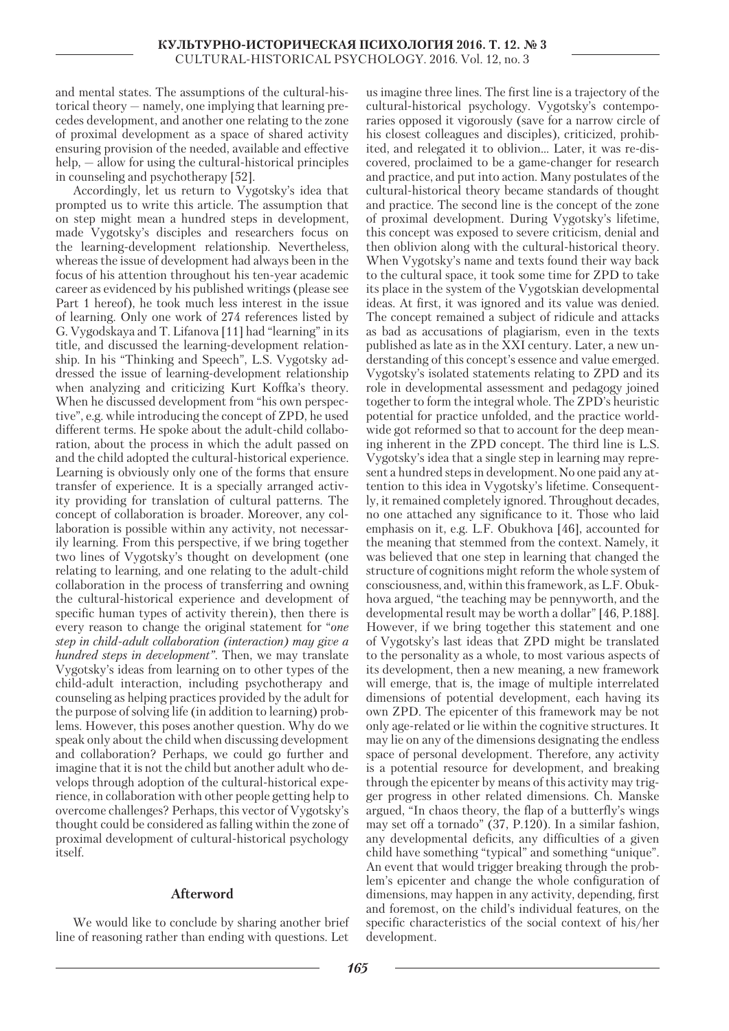and mental states. The assumptions of the cultural-historical theory — namely, one implying that learning precedes development, and another one relating to the zone of proximal development as a space of shared activity ensuring provision of the needed, available and effective help, — allow for using the cultural-historical principles in counseling and psychotherapy [52].

Accordingly, let us return to Vygotsky's idea that prompted us to write this article. The assumption that on step might mean a hundred steps in development, made Vygotsky's disciples and researchers focus on the learning-development relationship. Nevertheless, whereas the issue of development had always been in the focus of his attention throughout his ten-year academic career as evidenced by his published writings (please see Part 1 hereof), he took much less interest in the issue of learning. Only one work of 274 references listed by G. Vygodskaya and T. Lifanova [11] had "learning" in its title, and discussed the learning-development relationship. In his "Thinking and Speech", L.S. Vygotsky addressed the issue of learning-development relationship when analyzing and criticizing Kurt Koffka's theory. When he discussed development from "his own perspective", e.g. while introducing the concept of ZPD, he used different terms. He spoke about the adult-child collaboration, about the process in which the adult passed on and the child adopted the cultural-historical experience. Learning is obviously only one of the forms that ensure transfer of experience. It is a specially arranged activity providing for translation of cultural patterns. The concept of collaboration is broader. Moreover, any collaboration is possible within any activity, not necessarily learning. From this perspective, if we bring together two lines of Vygotsky's thought on development (one relating to learning, and one relating to the adult-child collaboration in the process of transferring and owning the cultural-historical experience and development of specific human types of activity therein), then there is every reason to change the original statement for "*one step in child-adult collaboration (interaction) may give a hundred steps in development*". Then, we may translate Vygotsky's ideas from learning on to other types of the child-adult interaction, including psychotherapy and counseling as helping practices provided by the adult for the purpose of solving life (in addition to learning) problems. However, this poses another question. Why do we speak only about the child when discussing development and collaboration? Perhaps, we could go further and imagine that it is not the child but another adult who develops through adoption of the cultural-historical experience, in collaboration with other people getting help to overcome challenges? Perhaps, this vector of Vygotsky's thought could be considered as falling within the zone of proximal development of cultural-historical psychology itself.

## Afterword

We would like to conclude by sharing another brief line of reasoning rather than ending with questions. Let us imagine three lines. The first line is a trajectory of the cultural-historical psychology. Vygotsky's contemporaries opposed it vigorously (save for a narrow circle of his closest colleagues and disciples), criticized, prohibited, and relegated it to oblivion... Later, it was re-discovered, proclaimed to be a game-changer for research and practice, and put into action. Many postulates of the cultural-historical theory became standards of thought and practice. The second line is the concept of the zone of proximal development. During Vygotsky's lifetime, this concept was exposed to severe criticism, denial and then oblivion along with the cultural-historical theory. When Vygotsky's name and texts found their way back to the cultural space, it took some time for ZPD to take its place in the system of the Vygotskian developmental ideas. At first, it was ignored and its value was denied. The concept remained a subject of ridicule and attacks as bad as accusations of plagiarism, even in the texts published as late as in the XXI century. Later, a new understanding of this concept's essence and value emerged. Vygotsky's isolated statements relating to ZPD and its role in developmental assessment and pedagogy joined together to form the integral whole. The ZPD's heuristic potential for practice unfolded, and the practice worldwide got reformed so that to account for the deep meaning inherent in the ZPD concept. The third line is L.S. Vygotsky's idea that a single step in learning may represent a hundred steps in development. No one paid any attention to this idea in Vygotsky's lifetime. Consequently, it remained completely ignored. Throughout decades, no one attached any significance to it. Those who laid emphasis on it, e.g. L.F. Obukhova [46], accounted for the meaning that stemmed from the context. Namely, it was believed that one step in learning that changed the structure of cognitions might reform the whole system of consciousness, and, within this framework, as L.F. Obukhova argued, "the teaching may be pennyworth, and the developmental result may be worth a dollar" [46, P.188]. However, if we bring together this statement and one of Vygotsky's last ideas that ZPD might be translated to the personality as a whole, to most various aspects of its development, then a new meaning, a new framework will emerge, that is, the image of multiple interrelated dimensions of potential development, each having its own ZPD. The epicenter of this framework may be not only age-related or lie within the cognitive structures. It may lie on any of the dimensions designating the endless space of personal development. Therefore, any activity is a potential resource for development, and breaking through the epicenter by means of this activity may trigger progress in other related dimensions. Ch. Manske argued, "In chaos theory, the flap of a butterfly's wings may set off a tornado" (37, P.120). In a similar fashion, any developmental deficits, any difficulties of a given child have something "typical" and something "unique". An event that would trigger breaking through the problem's epicenter and change the whole configuration of dimensions, may happen in any activity, depending, first and foremost, on the child's individual features, on the specific characteristics of the social context of his/her development.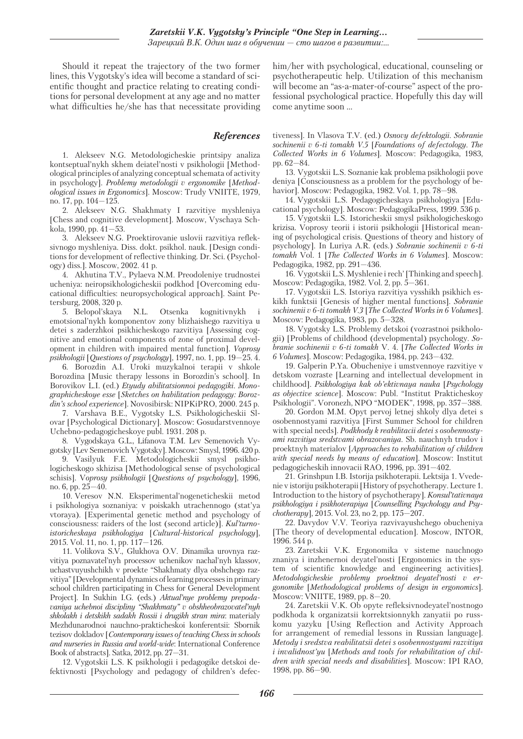Should it repeat the trajectory of the two former lines, this Vygotsky's idea will become a standard of scientific thought and practice relating to creating conditions for personal development at any age and no matter what difficulties he/she has that necessitate providing him/her with psychological, educational, counseling or psychotherapeutic help. Utilization of this mechanism will become an "as-a-mater-of-course" aspect of the professional psychological practice. Hopefully this day will come anytime soon ...

## *References*

1. Alekseev N.G. Metodologicheskie printsipy analiza kontseptual'nykh skhem deiatel'nosti v psikhologii [Methodological principles of analyzing conceptual schemata of activity in psychology]. *Problemy metodologii v ergonomike* [*Methodological issues in Ergonomics*]. Moscow: Trudy VNIITE, 1979, no. 17, pp. 104—125.

2. Alekseev N.G. Shakhmaty I razvitiye myshleniya [Chess and cognitive development]. Moscow, Vyschaya Schkola, 1990, pp. 41—53.

3. Alekseev N.G. Proektirovanie uslovii razvitiya refleksivnogo myshleniya. Diss. dokt. psikhol. nauk. [Design conditions for development of reflective thinking. Dr. Sci. (Psychology) diss.]. Moscow, 2002. 41 p.

4. Akhutina T.V., Pylaeva N.M. Preodoleniye trudnostei ucheniya: neiropsikhologicheskii podkhod [Overcoming educational difficulties: neuropsychological approach]. Saint Petersburg, 2008, 320 p.

5. Belopol'skaya N.L. Otsenka kognitivnykh i emotsional'nykh komponentov zony blizhaishego razvitiya u detei s zaderzhkoi psikhicheskogo razvitiya [Assessing cognitive and emotional components of zone of proximal development in children with impaired mental function]. *Voprosy psikhologii* [*Questions of psychology*], 1997, no. 1, pp. 19—25. 4.

6. Borozdin A.I. Uroki muzykalnoi terapii v shkole Borozdina [Music therapy lessons in Borozdin's school]. In Borovikov L.I. (ed.) *Etyudy abilitatsionnoi pedagogiki. Monographicheskoye esse* [*Sketches on habilitation pedagogy: Borozdin's school experience*]. Novosibirsk: NIPKiPRO, 2000. 245 p.

7. Varshava B.E., Vygotsky L.S. Psikhologicheskii Slovar [Psychological Dictionary]. Moscow: Gosudarstvennoye Uchebno-pedagogicheskoye publ. 1931. 208 p.

8. Vygodskaya G.L., Lifanova T.M. Lev Semenovich Vygotsky [Lev Semenovich Vygotsky]. Moscow: Smysl, 1996. 420 p.

9. Vasilyuk F.E. Metodologicheskii smysl psikhologicheskogo skhizisa [Methodological sense of psychological schisis]. V*oprosy psikhologii* [*Questions of psychology*], 1996, no. 6, pp. 25—40.

10. Veresov N.N. Eksperimental'nogeneticheskii metod i psikhologiya soznaniya: v poiskakh utrachennogo (stat'ya vtoraya). [Experimental genetic method and psychology of consciousness: raiders of the lost (second article)]. *Kul'turno-istoricheskaya psikhologiya* [*Cultural-historical psychology*], 2015. Vol. 11, no. 1, pp. 117—126.

11. Volikova S.V., Glukhova O.V. Dinamika urovnya razvitiya poznavatel'nyh processov uchenikov nachal'nyh klassov, uchastvuyushchikh v proekte "Shakhmaty dlya obshchego razvitiya" [Developmental dynamics of learning processes in primary school children participating in Chess for General Development Project]. In Sukhin I.G. (eds.) *Aktual'nye problemy prepodavaniya uchebnoi discipliny "Shakhmaty" v obshheobrazovatel'nyh shkolakh i detskikh sadakh Rossii i drugikh stran mira*: materialy Mezhdunarodnoi nauchno-prakticheskoi konferentsii: Sbornik tezisov dokladov [*Contemporary issues of teaching Chess in schools and nurseries in Russia and world-wide*: International Conference Book of abstracts]. Satka, 2012, pp. 27—31.

12. Vygotskii L.S. K psikhologii i pedagogike detskoi defektivnosti [Psychology and pedagogy of children's defectiveness]. In Vlasova T.V. (ed.) *Osnovy defektologii. Sobranie sochinenii v 6-ti tomakh V.5* [*Foundations of defectology. The Collected Works in 6 Volumes*]. Moscow: Pedagogika, 1983, pp. 62—84.

13. Vygotskii L.S. Soznanie kak problema psikhologii povedeniya [Consciousness as a problem for the psychology of behavior]. Moscow: Pedagogika, 1982. Vol. 1, pp. 78—98.

14. Vygotskii L.S. Pedagogicheskaya psikhologiya [Educational psychology]. Moscow: PedagogikaPress, 1999. 536 p.

15. Vygotskii L.S. Istoricheskii smysl psikhologicheskogo krizisa. Voprosy teorii i istorii psikhologii [Historical meaning of psychological crisis. Questions of theory and history of psychology]. In Luriya A.R. (eds.) *Sobranie sochinenii v 6-ti tomakh* Vol. 1 [*The Collected Works in 6 Volumes*]. Moscow: Pedagogika, 1982, pp. 291—436.

16. Vygotskii L.S. Myshlenie i rech' [Thinking and speech]. Moscow: Pedagogika, 1982. Vol. 2, pp. 5—361.

17. Vygotskii L.S. Istoriya razvitiya vysshikh psikhich eskikh funktsii [Genesis of higher mental functions]. *Sobranie sochinenii v 6-ti tomakh V.3* [*The Collected Works in 6 Volumes*]. Moscow: Pedagogika, 1983, pp. 5—328.

18. Vygotsky L.S. Problemy detskoi (vozrastnoi psikhologii) [Problems of childhood (developmental) psychology. *Sobranie sochinenii v 6-ti tomakh* V. 4. [*The Collected Works in 6 Volumes*]. Moscow: Pedagogika, 1984, pp. 243—432.

19. Galperin P.Ya. Obucheniye i umstvennoye razvitiye v detskom vozraste [Learning and intellectual development in childhood]. *Psikhologiya kak ob'ektivnaya nauka* [*Psychology as objective science*]. Moscow: Publ. "Institut Prakticheskoy Psikhologii". Voronezh, NPO "MODEK", 1998, pp. 357—388.

20. Gordon M.M. Opyt pervoj letnej shkoly dlya detei s osobennostyami razvitiya [First Summer School for children with special needs]. *Podkhody k reabilitacii detei s osobennostyami razvitiya sredstvami obrazovaniya*. Sb. nauchnyh trudov i proektnyh materialov [*Approaches to rehabilitation of children with special needs by means of education*]. Moscow: Institut pedagogicheskih innovacii RAO, 1996, pp. 391—402.

21. Grinshpun I.B. Istorija psikhoterapii. Lektsija 1. Vvedenie v istoriju psikhoterapii [History of psychotherapy. Lecture 1. Introduction to the history of psychotherapy]. *Konsul'tativnaya psikhologiya i psikhoterapiya* [*Counselling Psychology and Psychotherapy*], 2015. Vol. 23, no 2, pp. 175—207.

22. Davydov V.V. Teoriya razvivayushchego obucheniya [The theory of developmental education]. Moscow, INTOR, 1996. 544 p.

23. Zaretskii V.K. Ergonomika v sisteme nauchnogo znaniya i inzhenernoi deyatel'nosti [Ergonomics in the system of scientific knowledge and engineering activities]. *Metodologicheskie problemy proektnoi deyatel'nosti v ergonomike* [*Methodological problems of design in ergonomics*]. Moscow: VNIITE, 1989, pp. 8—20.

24. Zaretskii V.K. Ob opyte refleksivnodeyatel'nostnogo podkhoda k organizatsii korrektsionnykh zanyatii po russkomu yazyku [Using Reflection and Activity Approach for arrangement of remedial lessons in Russian language]. *Metody i sredstva reabilitatsii detei s osobennostyami razvitiya i invalidnost'yu* [*Methods and tools for rehabilitation of children with special needs and disabilities*]. Moscow: IPI RAO, 1998, pp. 86—90.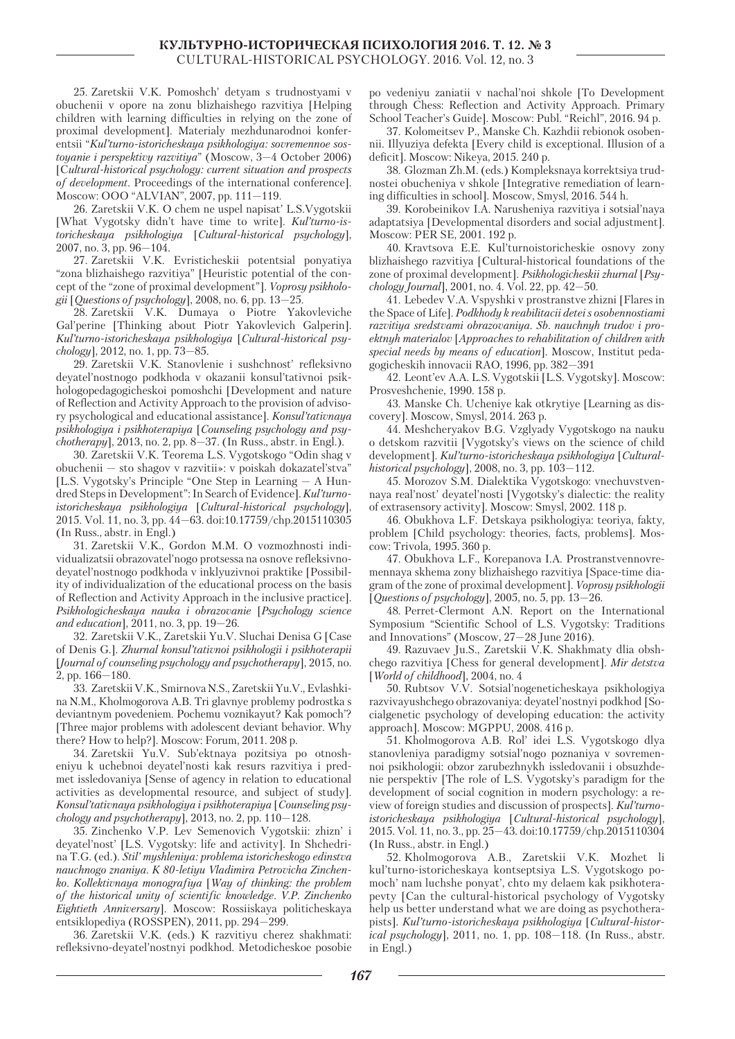25. Zaretskii V.K. Pomoshch' detyam s trudnostyami v obuchenii v opore na zonu blizhaishego razvitiya [Helping children with learning difficulties in relying on the zone of proximal development]. Materialy mezhdunarodnoi konferentsii "*Kul'turno-istoricheskaya psikhologiya: sovremennoe sostoyanie i perspektivy razvitiya*" (Moscow, 3—4 October 2006) [*Cultural-historical psychology: current situation and prospects of development*. Proceedings of the international conference]. Moscow: OOO "ALVIAN", 2007, pp. 111—119.

26. Zaretskii V.K. O chem ne uspel napisat' L.S.Vygotskii [What Vygotsky didn't have time to write]. *Kul'turno-istoricheskaya psikhologiya* [*Cultural-historical psychology*], 2007, no. 3, pp. 96—104.

27. Zaretskii V.K. Evristicheskii potentsial ponyatiya "zona blizhaishego razvitiya" [Heuristic potential of the concept of the "zone of proximal development"]. *Voprosy psikhologii* [*Questions of psychology*], 2008, no. 6, pp. 13—25.

28. Zaretskii V.K. Dumaya o Piotre Yakovleviche Gal'perine [Thinking about Piotr Yakovlevich Galperin]. *Kul'turno-istoricheskaya psikhologiya* [*Cultural-historical psychology*], 2012, no. 1, pp. 73—85.

29. Zaretskii V.K. Stanovlenie i sushchnost' refleksivno deyatel'nostnogo podkhoda v okazanii konsul'tativnoi psikhologopedagogicheskoi pomoshchi [Development and nature of Reflection and Activity Approach to the provision of advisory psychological and educational assistance]. *Konsul'tativnaya psikhologiya i psikhoterapiya* [*Counseling psychology and psychotherapy*], 2013, no. 2, pp. 8—37. (In Russ., abstr. in Engl.).

30. Zaretskii V.K. Teorema L.S. Vygotskogo "Odin shag v obuchenii — sto shagov v razvitii»: v poiskah dokazatel'stva" [L.S. Vygotsky's Principle "One Step in Learning — A Hundred Steps in Development": In Search of Evidence]. *Kul'turno-istoricheskaya psikhologiya* [*Cultural-historical psychology*], 2015. Vol. 11, no. 3, pp. 44—63. doi:10.17759/chp.2015110305 (In Russ., abstr. in Engl.)

31. Zaretskii V.K., Gordon M.M. O vozmozhnosti individualizatsii obrazovatel'nogo protsessa na osnove refleksivno-deyatel'nostnogo podkhoda v inklyuzivnoi praktike [Possibility of individualization of the educational process on the basis of Reflection and Activity Approach in the inclusive practice]. *Psikhologicheskaya nauka i obrazovanie* [*Psychology science and education*], 2011, no. 3, pp. 19—26.

32. Zaretskii V.K., Zaretskii Yu.V. Sluchai Denisa G [Case of Denis G.]. *Zhurnal konsul'tativnoi psikhologii i psikhoterapii* [*Journal of counseling psychology and psychotherapy*], 2015, no. 2, pp. 166—180.

33. Zaretskii V.K., Smirnova N.S., Zaretskii Yu.V., Evlashkina N.M., Kholmogorova A.B. Tri glavnye problemy podrostka s deviantnym povedeniem. Pochemu voznikayut? Kak pomoch'? [Three major problems with adolescent deviant behavior. Why there? How to help?]. Moscow: Forum, 2011. 208 p.

34. Zaretskii Yu.V. Sub'ektnaya pozitsiya po otnosheniyu k uchebnoi deyatel'nosti kak resurs razvitiya i predmet issledovaniya [Sense of agency in relation to educational activities as developmental resource, and subject of study]. *Konsul'tativnaya psikhologiya i psikhoterapiya* [*Counseling psychology and psychotherapy*], 2013, no. 2, pp. 110—128.

35. Zinchenko V.P. Lev Semenovich Vygotskii: zhizn' i deyatel'nost' [L.S. Vygotsky: life and activity]. In Shchedrina T.G. (ed.). *Stil' myshleniya: problema istoricheskogo edinstva nauchnogo znaniya. K 80-letiyu Vladimira Petrovicha Zinchenko. Kollektivnaya monografiya* [*Way of thinking: the problem of the historical unity of scientific knowledge. V.P. Zinchenko Eightieth Anniversary*]. Moscow: Rossiiskaya politicheskaya entsiklopediya (ROSSPEN), 2011, pp. 294—299.

36. Zaretskii V.K. (eds.) K razvitiyu cherez shakhmati: refleksivno-deyatel'nostnyi podkhod. Metodicheskoe posobie po vedeniyu zaniatii v nachal'noi shkole [To Development through Chess: Reflection and Activity Approach. Primary School Teacher's Guide]. Moscow: Publ. "Reichl", 2016. 94 p.

37. Kolomeitsev P., Manske Ch. Kazhdii rebionok osobennii. Illyuziya defekta [Every child is exceptional. Illusion of a deficit]. Moscow: Nikeya, 2015. 240 p.

38. Glozman Zh.M. (eds.) Kompleksnaya korrektsiya trudnostei obucheniya v shkole [Integrative remediation of learning difficulties in school]. Moscow, Smysl, 2016. 544 h.

39. Korobeinikov I.A. Narusheniya razvitiya i sotsial'naya adaptatsiya [Developmental disorders and social adjustment]. Moscow: PER SE, 2001. 192 p.

40. Kravtsova E.E. Kul'turnoistoricheskie osnovy zony blizhaishego razvitiya [Cultural-historical foundations of the zone of proximal development]. *Psikhologicheskii zhurnal* [*Psychology Journal*], 2001, no. 4. Vol. 22, pp. 42—50.

41. Lebedev V.A. Vspyshki v prostranstve zhizni [Flares in the Space of Life]. *Podkhody k reabilitacii detei s osobennostiami razvitiya sredstvami obrazovaniya. Sb. nauchnyh trudov i proektnyh materialov* [*Approaches to rehabilitation of children with special needs by means of education*]. Moscow, Institut pedagogicheskih innovacii RAO, 1996, pp. 382—391

42. Leont'ev A.A. L.S. Vygotskii [L.S. Vygotsky]. Moscow: Prosveshchenie, 1990. 158 p.

43. Manske Ch. Ucheniye kak otkrytiye [Learning as discovery]. Moscow, Smysl, 2014. 263 p.

44. Meshcheryakov B.G. Vzglyady Vygotskogo na nauku o detskom razvitii [Vygotsky's views on the science of child development]. *Kul'turno-istoricheskaya psikhologiya* [*Cultural-historical psychology*], 2008, no. 3, pp. 103—112.

45. Morozov S.M. Dialektika Vygotskogo: vnechuvstvennaya real'nost' deyatel'nosti [Vygotsky's dialectic: the reality of extrasensory activity]. Moscow: Smysl, 2002. 118 p.

46. Obukhova L.F. Detskaya psikhologiya: teoriya, fakty, problem [Child psychology: theories, facts, problems]. Moscow: Trivola, 1995. 360 p.

47. Obukhova L.F., Korepanova I.A. Prostranstvennovremennaya skhema zony blizhaishego razvitiya [Space-time diagram of the zone of proximal development]. *Voprosy psikhologii* [*Questions of psychology*], 2005, no. 5, pp. 13—26.

48. Perret-Clermont A.N. Report on the International Symposium "Scientific School of L.S. Vygotsky: Traditions and Innovations" (Moscow, 27—28 June 2016).

49. Razuvaev Ju.S., Zaretskii V.K. Shakhmaty dlia obshchego razvitiya [Chess for general development]. *Mir detstva* [*World of childhood*], 2004, no. 4

50. Rubtsov V.V. Sotsial'nogeneticheskaya psikhologiya razvivayushchego obrazovaniya: deyatel'nostnyi podkhod [Socialgenetic psychology of developing education: the activity approach]. Moscow: MGPPU, 2008. 416 p.

51. Kholmogorova A.B. Rol' idei L.S. Vygotskogo dlya stanovleniya paradigmy sotsial'nogo poznaniya v sovremennoi psikhologii: obzor zarubezhnykh issledovanii i obsuzhdenie perspektiv [The role of L.S. Vygotsky's paradigm for the development of social cognition in modern psychology: a review of foreign studies and discussion of prospects]. *Kul'turno-istoricheskaya psikhologiya* [*Cultural-historical psychology*], 2015. Vol. 11, no. 3., pp. 25—43. doi:10.17759/chp.2015110304 (In Russ., abstr. in Engl.)

52. Kholmogorova A.B., Zaretskii V.K. Mozhet li kul'turno-istoricheskaya kontseptsiya L.S. Vygotskogo pomoch' nam luchshe ponyat', chto my delaem kak psikhoterapevty [Can the cultural-historical psychology of Vygotsky help us better understand what we are doing as psychotherapists]. *Kul'turno-istoricheskaya psikhologiya* [*Cultural-historical psychology*], 2011, no. 1, pp. 108—118. (In Russ., abstr. in Engl.)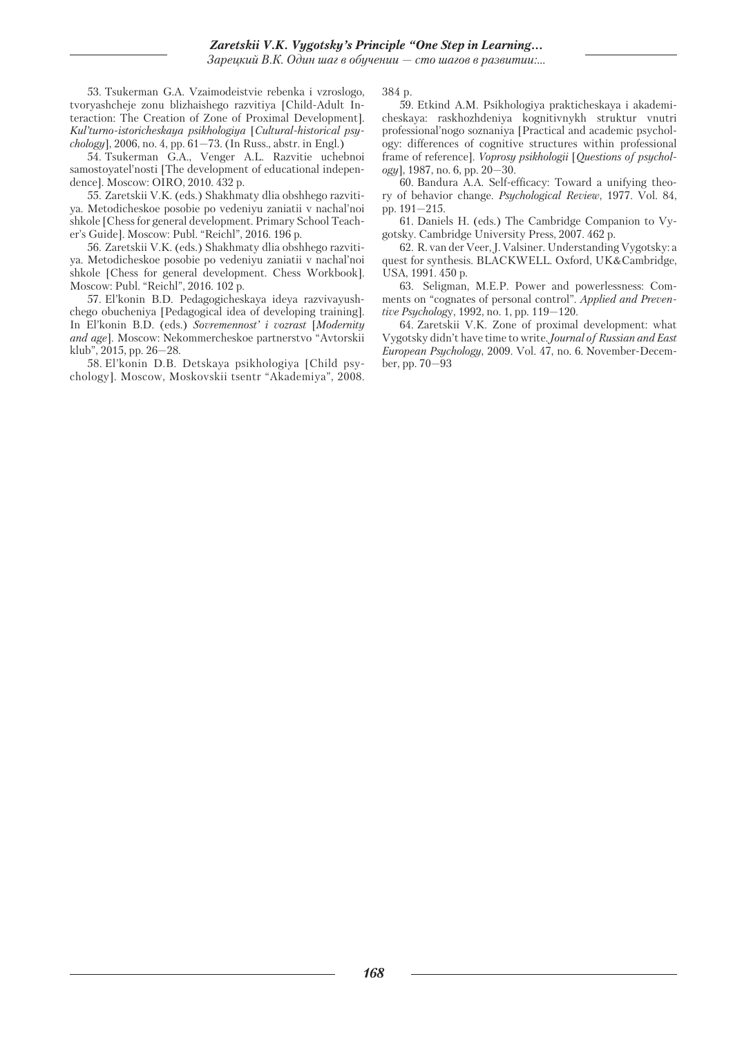53. Tsukerman G.A. Vzaimodeistvie rebenka i vzroslogo, tvoryashcheje zonu blizhaishego razvitiya [Child-Adult Interaction: The Creation of Zone of Proximal Development]. *Kul'turno-istoricheskaya psikhologiya* [*Cultural-historical psychology*], 2006, no. 4, pp. 61—73. (In Russ., abstr. in Engl.)

54. Tsukerman G.A., Venger A.L. Razvitie uchebnoi samostoyatel'nosti [The development of educational independence]. Moscow: OIRO, 2010. 432 p.

55. Zaretskii V.K. (eds.) Shakhmaty dlia obshhego razvitiya. Metodicheskoe posobie po vedeniyu zaniatii v nachal'noi shkole [Chess for general development. Primary School Teacher's Guide]. Moscow: Publ. "Reichl", 2016. 196 p.

56. Zaretskii V.K. (eds.) Shakhmaty dlia obshhego razvitiya. Metodicheskoe posobie po vedeniyu zaniatii v nachal'noi shkole [Chess for general development. Chess Workbook]. Moscow: Publ. "Reichl", 2016. 102 p.

57. El'konin B.D. Pedagogicheskaya ideya razvivayushchego obucheniya [Pedagogical idea of developing training]. In El'konin B.D. (eds.) *Sovremennost' i vozrast* [*Modernity and age*]. Moscow: Nekommercheskoe partnerstvo "Avtorskii klub", 2015, pp. 26—28.

58. El'konin D.B. Detskaya psikhologiya [Child psychology]. Moscow, Moskovskii tsentr "Akademiya", 2008. 384 p.

59. Etkind A.M. Psikhologiya prakticheskaya i akademicheskaya: raskhozhdeniya kognitivnykh struktur vnutri professional'nogo soznaniya [Practical and academic psychology: differences of cognitive structures within professional frame of reference]. *Voprosy psikhologii* [*Questions of psychology*], 1987, no. 6, pp. 20—30.

60. Bandura A.A. Self-efficacy: Toward a unifying theory of behavior change. *Psychological Review*, 1977. Vol. 84, pp. 191—215.

61. Daniels H. (eds.) The Cambridge Companion to Vygotsky. Cambridge University Press, 2007. 462 p.

62. R. van der Veer, J. Valsiner. Understanding Vygotsky: a quest for synthesis. BLACKWELL. Oxford, UK&Cambridge, USA, 1991. 450 p.

63. Seligman, M.E.P. Power and powerlessness: Comments on "cognates of personal control". *Applied and Preventive Psychology*, 1992, no. 1, pp. 119—120.

64. Zaretskii V.K. Zone of proximal development: what Vygotsky didn't have time to write. *Journal of Russian and East European Psychology*, 2009. Vol. 47, no. 6. November-December, pp. 70—93